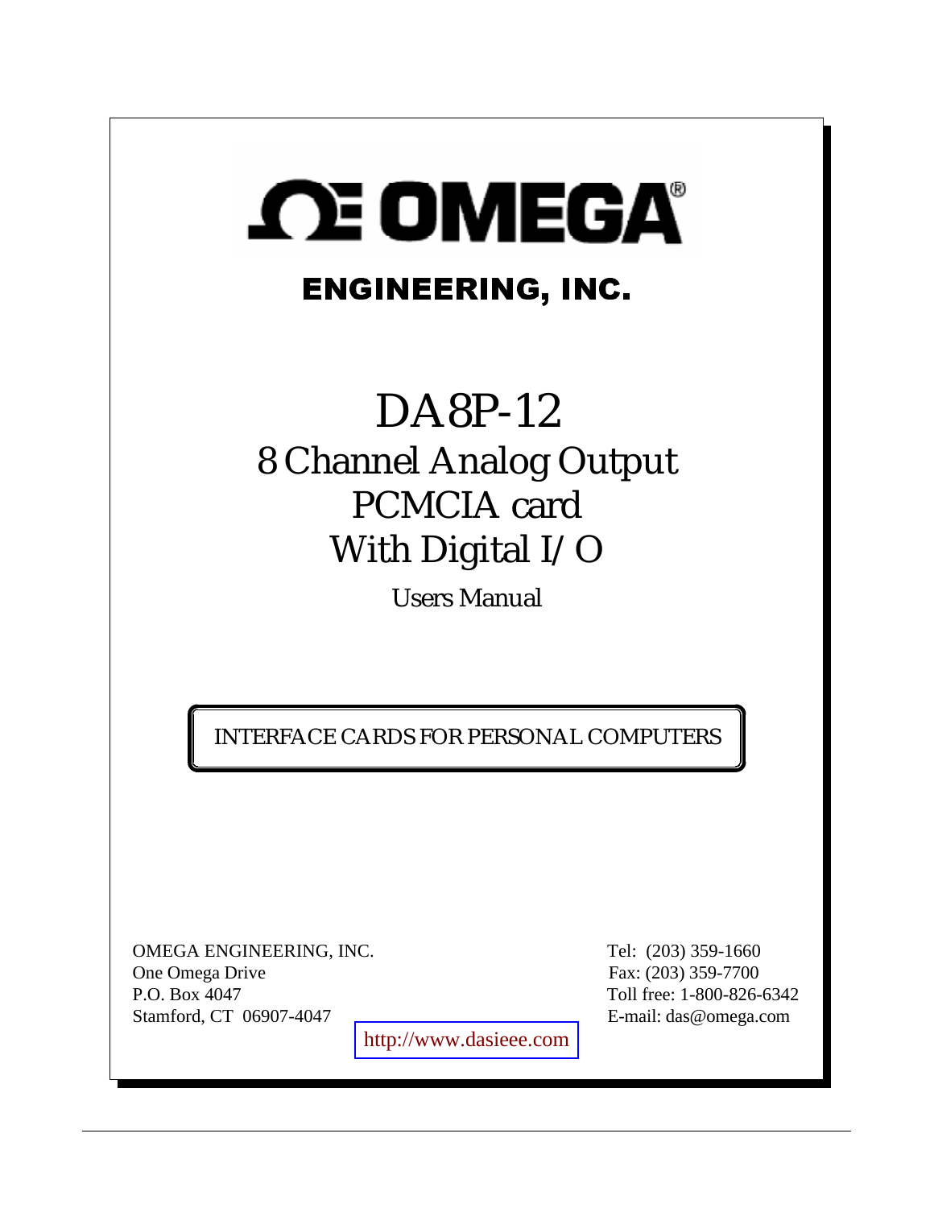# OMEGA®

## ENGINEERING, INC.

# DA8P-12

## 8 Channel Analog Output PCMCIA card With Digital I/O

Users Manual

INTERFACE CARDS FOR PERSONAL COMPUTERS

OMEGA ENGINEERING, INC.
One Omega Drive
P.O. Box 4047
Stamford, CT 06907-4047

Tel: (203) 359-1660
Fax: (203) 359-7700
Toll free: 1-800-826-6342
E-mail: das@omega.com

http://www.dasieee.com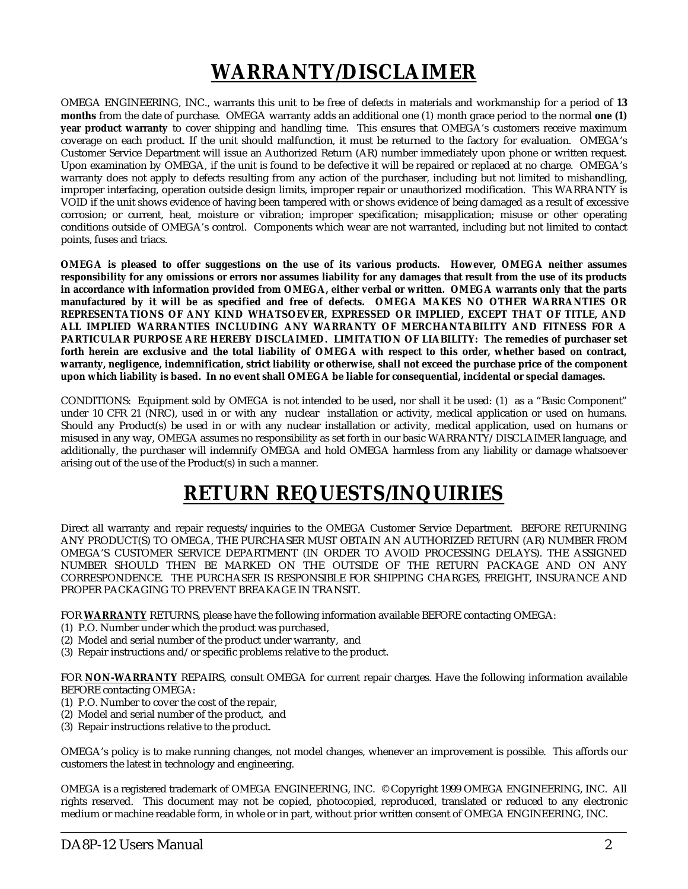# WARRANTY/DISCLAIMER

OMEGA ENGINEERING, INC., warrants this unit to be free of defects in materials and workmanship for a period of **13 months** from the date of purchase. OMEGA warranty adds an additional one (1) month grace period to the normal **one (1) year product warranty** to cover shipping and handling time. This ensures that OMEGA's customers receive maximum coverage on each product. If the unit should malfunction, it must be returned to the factory for evaluation. OMEGA's Customer Service Department will issue an Authorized Return (AR) number immediately upon phone or written request. Upon examination by OMEGA, if the unit is found to be defective it will be repaired or replaced at no charge. OMEGA's warranty does not apply to defects resulting from any action of the purchaser, including but not limited to mishandling, improper interfacing, operation outside design limits, improper repair or unauthorized modification. This WARRANTY is VOID if the unit shows evidence of having been tampered with or shows evidence of being damaged as a result of excessive corrosion; or current, heat, moisture or vibration; improper specification; misapplication; misuse or other operating conditions outside of OMEGA's control. Components which wear are not warranted, including but not limited to contact points, fuses and triacs.

**OMEGA is pleased to offer suggestions on the use of its various products. However, OMEGA neither assumes responsibility for any omissions or errors nor assumes liability for any damages that result from the use of its products in accordance with information provided from OMEGA, either verbal or written. OMEGA warrants only that the parts manufactured by it will be as specified and free of defects. OMEGA MAKES NO OTHER WARRANTIES OR REPRESENTATIONS OF ANY KIND WHATSOEVER, EXPRESSED OR IMPLIED, EXCEPT THAT OF TITLE, AND ALL IMPLIED WARRANTIES INCLUDING ANY WARRANTY OF MERCHANTABILITY AND FITNESS FOR A PARTICULAR PURPOSE ARE HEREBY DISCLAIMED. LIMITATION OF LIABILITY: The remedies of purchaser set forth herein are exclusive and the total liability of OMEGA with respect to this order, whether based on contract, warranty, negligence, indemnification, strict liability or otherwise, shall not exceed the purchase price of the component upon which liability is based. In no event shall OMEGA be liable for consequential, incidental or special damages.**

CONDITIONS: Equipment sold by OMEGA is not intended to be used**,** nor shall it be used: (1) as a "Basic Component" under 10 CFR 21 (NRC), used in or with any nuclear installation or activity, medical application or used on humans. Should any Product(s) be used in or with any nuclear installation or activity, medical application, used on humans or misused in any way, OMEGA assumes no responsibility as set forth in our basic WARRANTY/DISCLAIMER language, and additionally, the purchaser will indemnify OMEGA and hold OMEGA harmless from any liability or damage whatsoever arising out of the use of the Product(s) in such a manner.

# RETURN REQUESTS/INQUIRIES

Direct all warranty and repair requests/inquiries to the OMEGA Customer Service Department. BEFORE RETURNING ANY PRODUCT(S) TO OMEGA, THE PURCHASER MUST OBTAIN AN AUTHORIZED RETURN (AR) NUMBER FROM OMEGA'S CUSTOMER SERVICE DEPARTMENT (IN ORDER TO AVOID PROCESSING DELAYS). THE ASSIGNED NUMBER SHOULD THEN BE MARKED ON THE OUTSIDE OF THE RETURN PACKAGE AND ON ANY CORRESPONDENCE. THE PURCHASER IS RESPONSIBLE FOR SHIPPING CHARGES, FREIGHT, INSURANCE AND PROPER PACKAGING TO PREVENT BREAKAGE IN TRANSIT.

FOR **WARRANTY** RETURNS, please have the following information available BEFORE contacting OMEGA:

(1) P.O. Number under which the product was purchased,
(2) Model and serial number of the product under warranty, and
(3) Repair instructions and/or specific problems relative to the product.

FOR **NON-WARRANTY** REPAIRS, consult OMEGA for current repair charges. Have the following information available BEFORE contacting OMEGA:

(1) P.O. Number to cover the cost of the repair,
(2) Model and serial number of the product, and
(3) Repair instructions relative to the product.

OMEGA's policy is to make running changes, not model changes, whenever an improvement is possible. This affords our customers the latest in technology and engineering.

OMEGA is a registered trademark of OMEGA ENGINEERING, INC. © Copyright 1999 OMEGA ENGINEERING, INC. All rights reserved. This document may not be copied, photocopied, reproduced, translated or reduced to any electronic medium or machine readable form, in whole or in part, without prior written consent of OMEGA ENGINEERING, INC.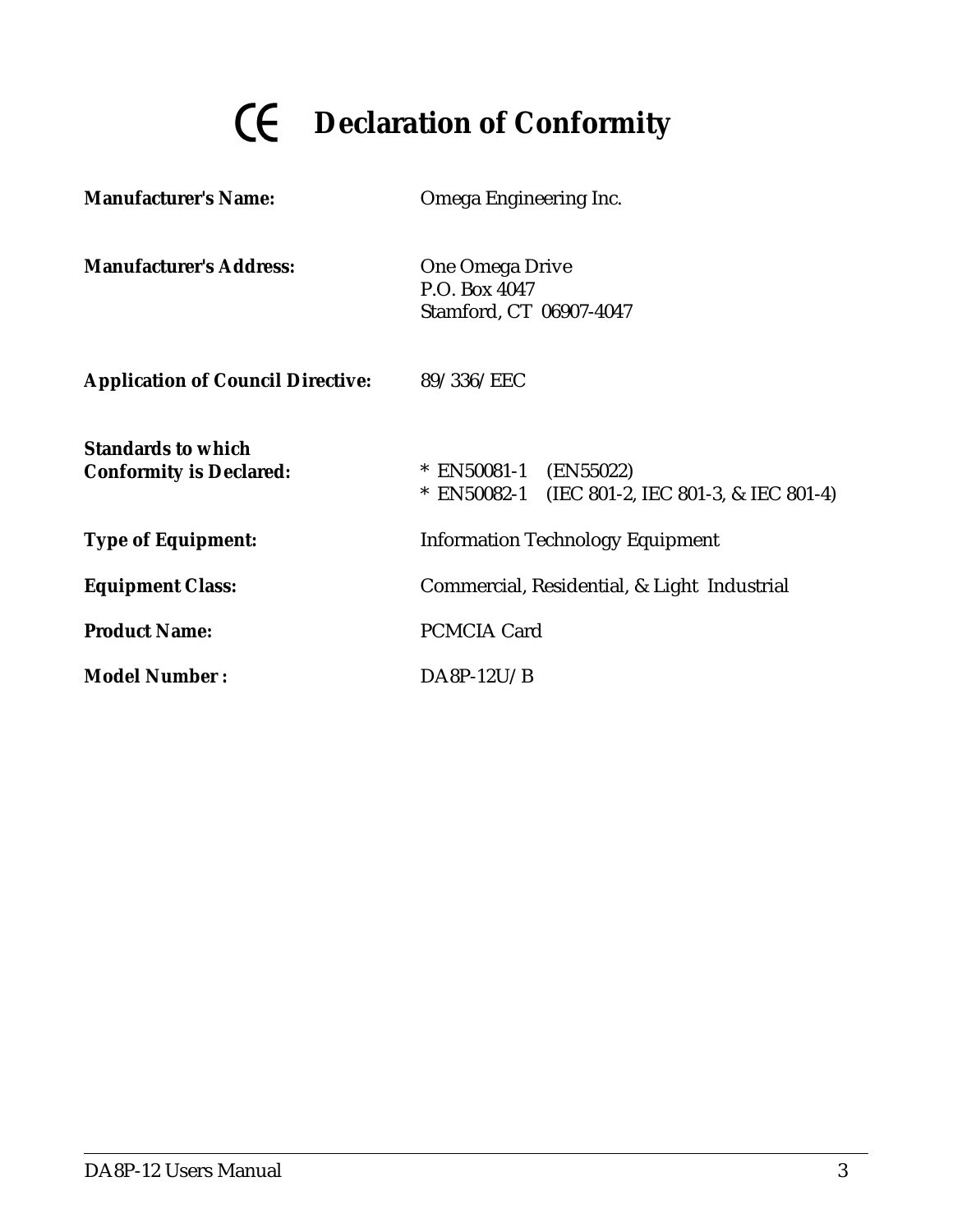# CE Declaration of Conformity

| | |
|---|---|
| **Manufacturer's Name:** | Omega Engineering Inc. |
| **Manufacturer's Address:** | One Omega Drive<br>P.O. Box 4047<br>Stamford, CT 06907-4047 |
| **Application of Council Directive:** | 89/336/EEC |
| **Standards to which Conformity is Declared:** | * EN50081-1 (EN55022)<br>* EN50082-1 (IEC 801-2, IEC 801-3, & IEC 801-4) |
| **Type of Equipment:** | Information Technology Equipment |
| **Equipment Class:** | Commercial, Residential, & Light Industrial |
| **Product Name:** | PCMCIA Card |
| **Model Number :** | DA8P-12U/B |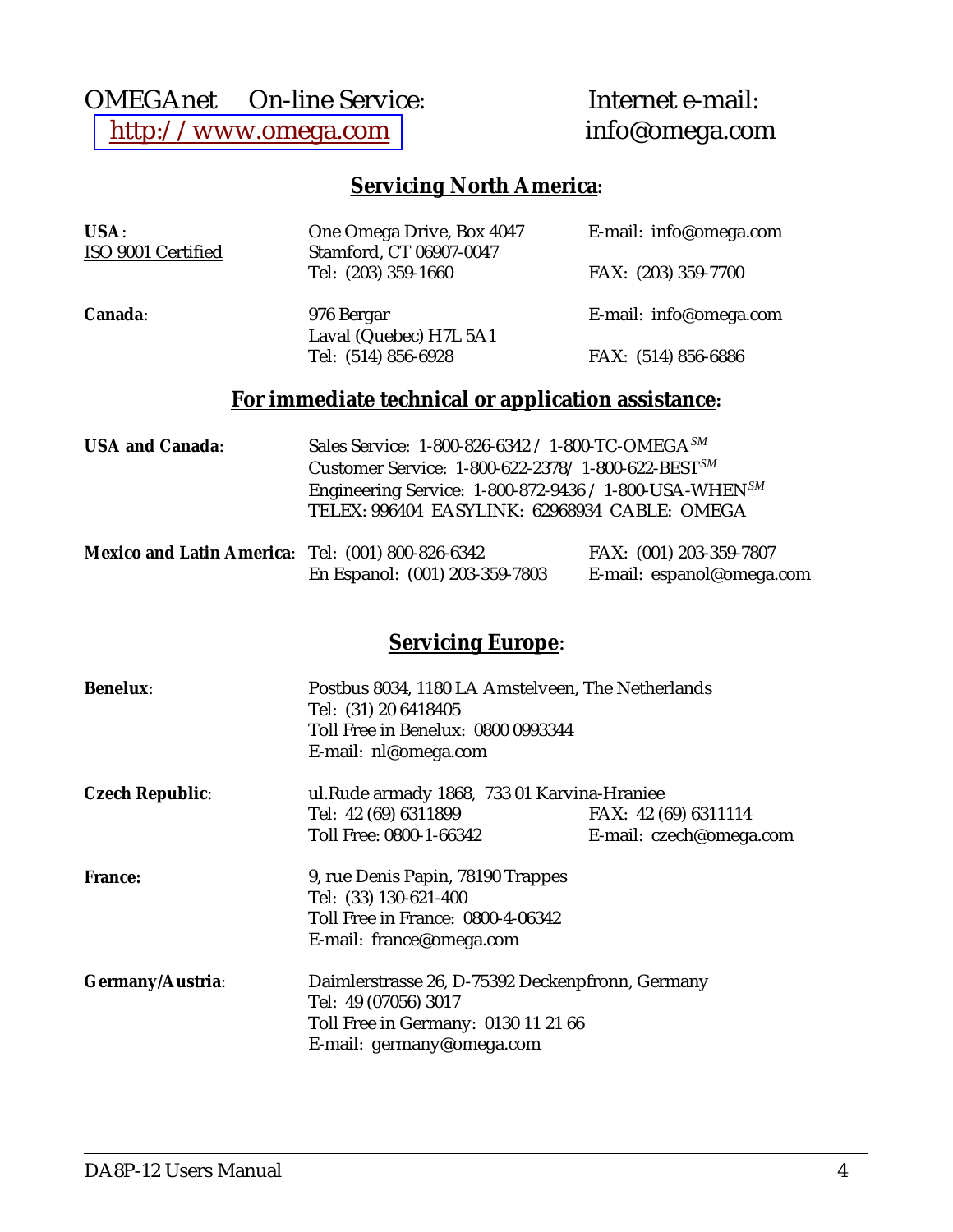OMEGAnet    On-line Service: [http://www.omega.com](http://www.omega.com)

Internet e-mail: info@omega.com

## Servicing North America:

| | | |
|---|---|---|
| **USA**: ISO 9001 Certified | One Omega Drive, Box 4047<br>Stamford, CT 06907-0047<br>Tel: (203) 359-1660 | E-mail: info@omega.com<br><br>FAX: (203) 359-7700 |
| **Canada**: | 976 Bergar<br>Laval (Quebec) H7L 5A1<br>Tel: (514) 856-6928 | E-mail: info@omega.com<br><br>FAX: (514) 856-6886 |

## For immediate technical or application assistance:

**USA and Canada**:

Sales Service: 1-800-826-6342 / 1-800-TC-OMEGA[SM]
Customer Service: 1-800-622-2378/ 1-800-622-BEST[SM]
Engineering Service: 1-800-872-9436 / 1-800-USA-WHEN[SM]
TELEX: 996404 EASYLINK: 62968934 CABLE: OMEGA

| | | |
|---|---|---|
| **Mexico and Latin America**: | Tel: (001) 800-826-6342<br>En Espanol: (001) 203-359-7803 | FAX: (001) 203-359-7807<br>E-mail: espanol@omega.com |

## Servicing Europe:

**Benelux**:
Postbus 8034, 1180 LA Amstelveen, The Netherlands
Tel: (31) 20 6418405
Toll Free in Benelux: 0800 0993344
E-mail: nl@omega.com

**Czech Republic**:
ul.Rude armady 1868, 733 01 Karvina-Hraniee
Tel: 42 (69) 6311899    FAX: 42 (69) 6311114
Toll Free: 0800-1-66342    E-mail: czech@omega.com

**France:**
9, rue Denis Papin, 78190 Trappes
Tel: (33) 130-621-400
Toll Free in France: 0800-4-06342
E-mail: france@omega.com

**Germany/Austria**:
Daimlerstrasse 26, D-75392 Deckenpfronn, Germany
Tel: 49 (07056) 3017
Toll Free in Germany: 0130 11 21 66
E-mail: germany@omega.com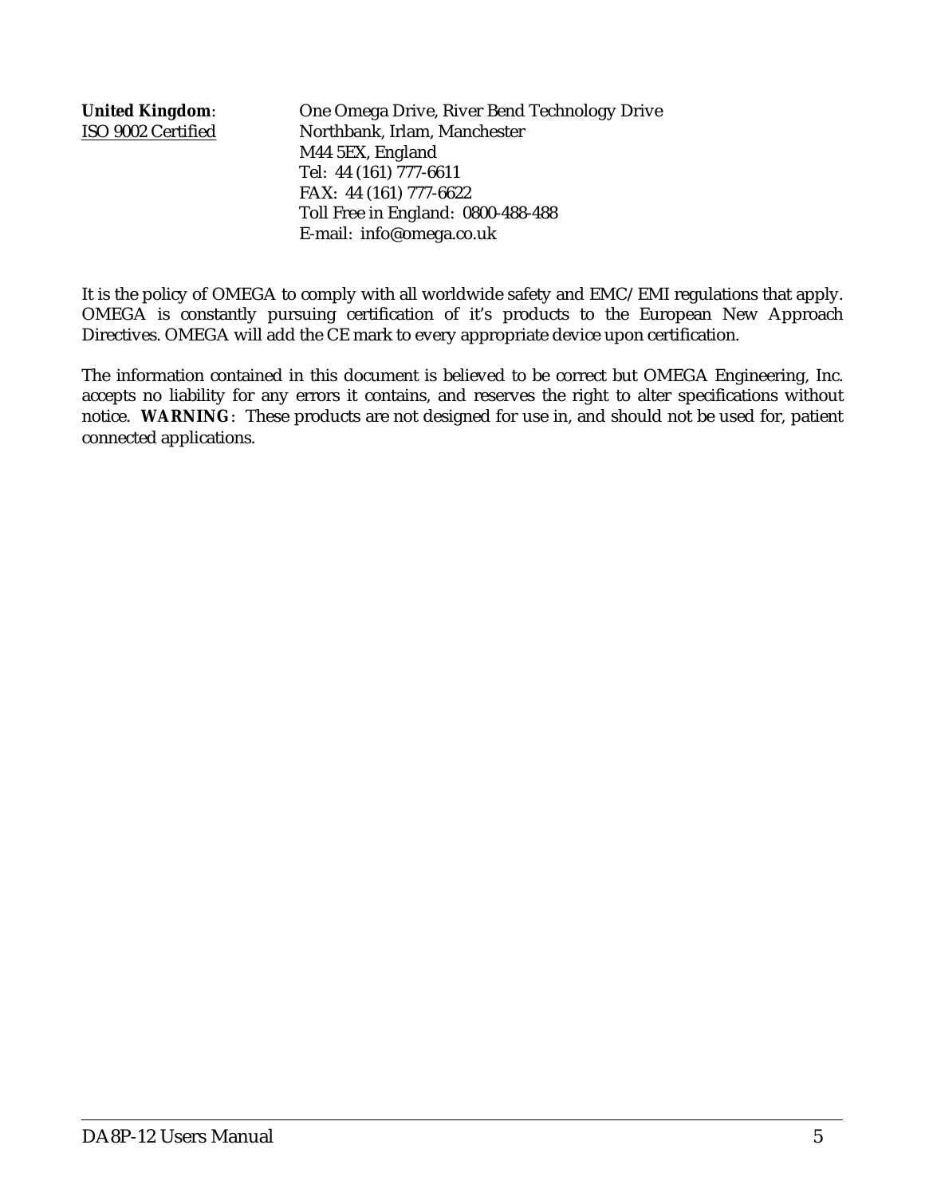**United Kingdom**:  
ISO 9002 Certified

One Omega Drive, River Bend Technology Drive  
Northbank, Irlam, Manchester  
M44 5EX, England  
Tel: 44 (161) 777-6611  
FAX: 44 (161) 777-6622  
Toll Free in England: 0800-488-488  
E-mail: info@omega.co.uk

It is the policy of OMEGA to comply with all worldwide safety and EMC/EMI regulations that apply. OMEGA is constantly pursuing certification of it's products to the European New Approach Directives. OMEGA will add the CE mark to every appropriate device upon certification.

The information contained in this document is believed to be correct but OMEGA Engineering, Inc. accepts no liability for any errors it contains, and reserves the right to alter specifications without notice. **WARNING**: These products are not designed for use in, and should not be used for, patient connected applications.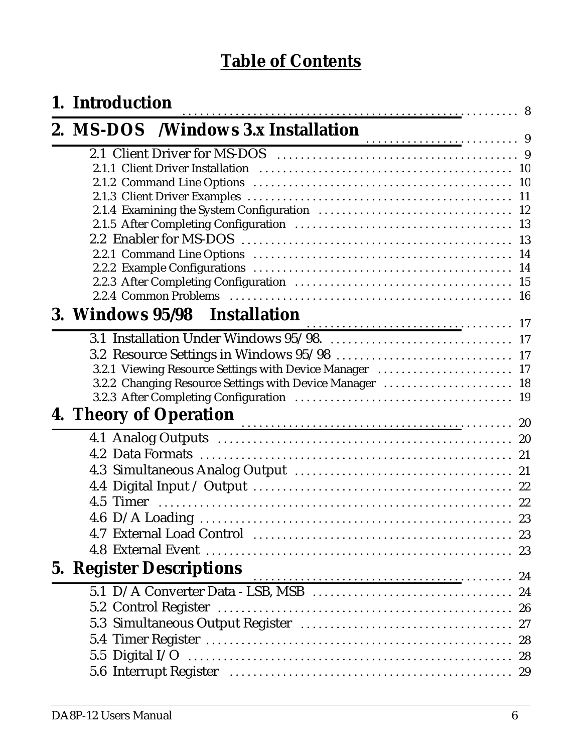# Table of Contents

**1. Introduction** ........................................ 8

**2. MS-DOS /Windows 3.x Installation** ........................................ 9

- 2.1 Client Driver for MS-DOS ........................................ 9
  - 2.1.1 Client Driver Installation ........................................ 10
  - 2.1.2 Command Line Options ........................................ 10
  - 2.1.3 Client Driver Examples ........................................ 11
  - 2.1.4 Examining the System Configuration ........................................ 12
  - 2.1.5 After Completing Configuration ........................................ 13
- 2.2 Enabler for MS-DOS ........................................ 13
  - 2.2.1 Command Line Options ........................................ 14
  - 2.2.2 Example Configurations ........................................ 14
  - 2.2.3 After Completing Configuration ........................................ 15
  - 2.2.4 Common Problems ........................................ 16

**3. Windows 95/98 Installation** ........................................ 17

- 3.1 Installation Under Windows 95/98. ........................................ 17
- 3.2 Resource Settings in Windows 95/98 ........................................ 17
  - 3.2.1 Viewing Resource Settings with Device Manager ........................................ 17
  - 3.2.2 Changing Resource Settings with Device Manager ........................................ 18
  - 3.2.3 After Completing Configuration ........................................ 19

**4. Theory of Operation** ........................................ 20

- 4.1 Analog Outputs ........................................ 20
- 4.2 Data Formats ........................................ 21
- 4.3 Simultaneous Analog Output ........................................ 21
- 4.4 Digital Input / Output ........................................ 22
- 4.5 Timer ........................................ 22
- 4.6 D/A Loading ........................................ 23
- 4.7 External Load Control ........................................ 23
- 4.8 External Event ........................................ 23

**5. Register Descriptions** ........................................ 24

- 5.1 D/A Converter Data - LSB, MSB ........................................ 24
- 5.2 Control Register ........................................ 26
- 5.3 Simultaneous Output Register ........................................ 27
- 5.4 Timer Register ........................................ 28
- 5.5 Digital I/O ........................................ 28
- 5.6 Interrupt Register ........................................ 29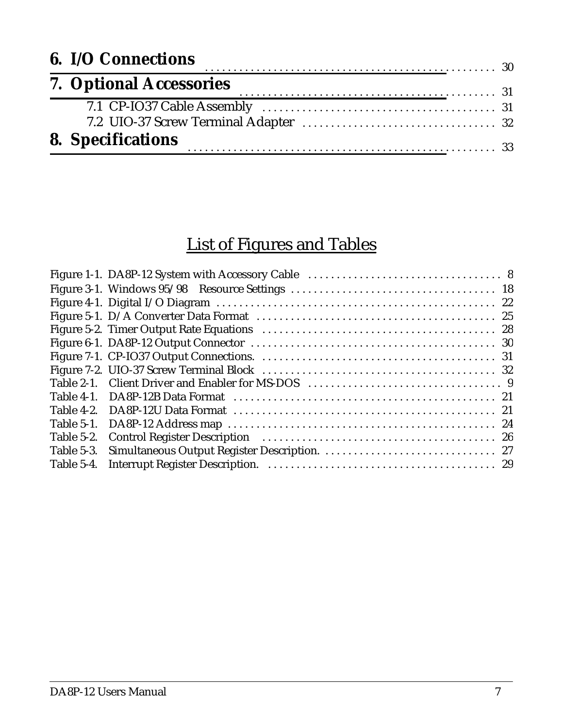6. I/O Connections ........ 30

7. Optional Accessories ........ 31

- 7.1 CP-IO37 Cable Assembly ........ 31
- 7.2 UIO-37 Screw Terminal Adapter ........ 32

8. Specifications ........ 33

## List of Figures and Tables

Figure 1-1. DA8P-12 System with Accessory Cable ........ 8
Figure 3-1. Windows 95/98 Resource Settings ........ 18
Figure 4-1. Digital I/O Diagram ........ 22
Figure 5-1. D/A Converter Data Format ........ 25
Figure 5-2. Timer Output Rate Equations ........ 28
Figure 6-1. DA8P-12 Output Connector ........ 30
Figure 7-1. CP-IO37 Output Connections. ........ 31
Figure 7-2. UIO-37 Screw Terminal Block ........ 32
Table 2-1. Client Driver and Enabler for MS-DOS ........ 9
Table 4-1. DA8P-12B Data Format ........ 21
Table 4-2. DA8P-12U Data Format ........ 21
Table 5-1. DA8P-12 Address map ........ 24
Table 5-2. Control Register Description ........ 26
Table 5-3. Simultaneous Output Register Description. ........ 27
Table 5-4. Interrupt Register Description. ........ 29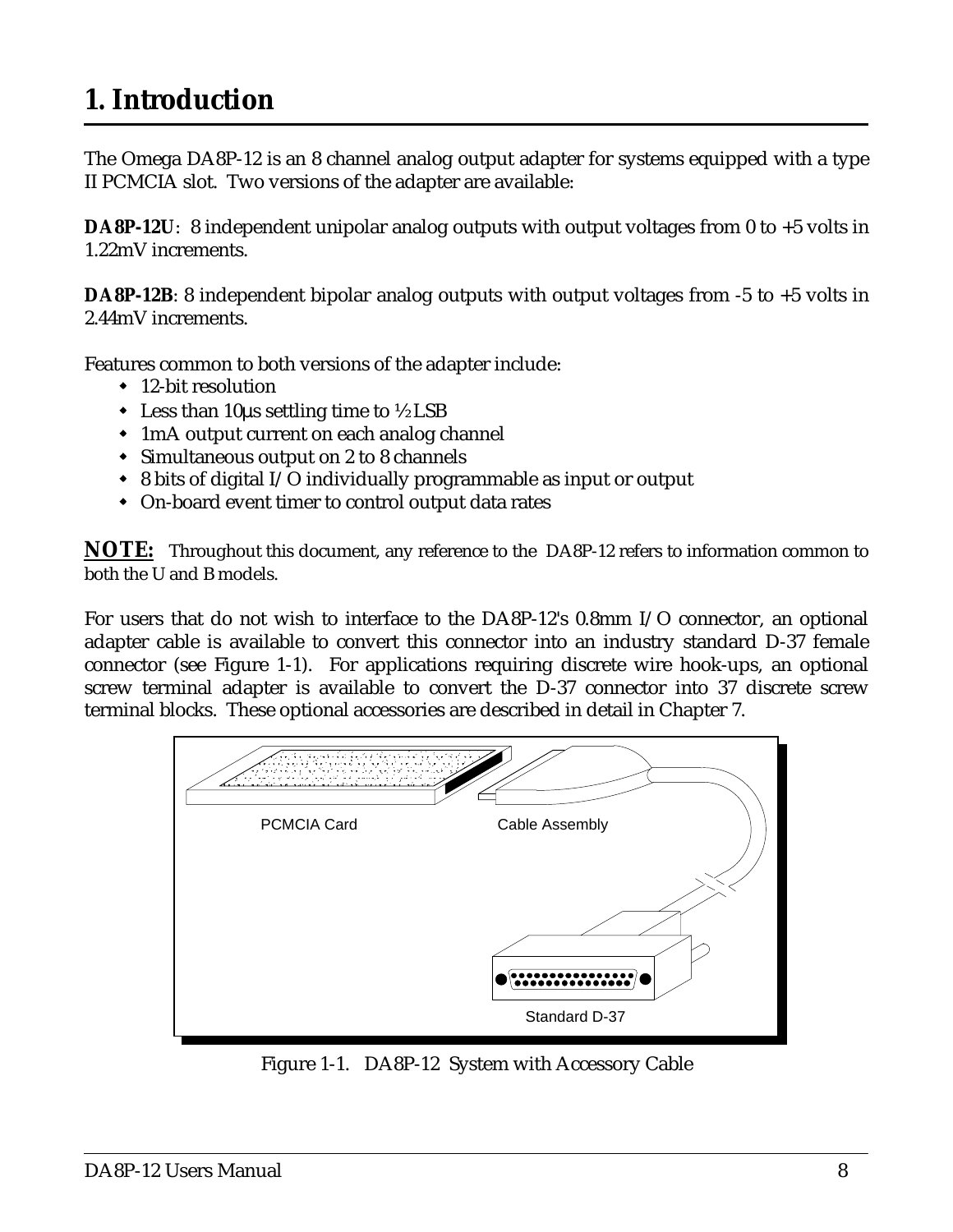# 1. Introduction

The Omega DA8P-12 is an 8 channel analog output adapter for systems equipped with a type II PCMCIA slot. Two versions of the adapter are available:

**DA8P-12U**: 8 independent unipolar analog outputs with output voltages from 0 to +5 volts in 1.22mV increments.

**DA8P-12B**: 8 independent bipolar analog outputs with output voltages from -5 to +5 volts in 2.44mV increments.

Features common to both versions of the adapter include:

- 12-bit resolution
- Less than 10µs settling time to ½ LSB
- 1mA output current on each analog channel
- Simultaneous output on 2 to 8 channels
- 8 bits of digital I/O individually programmable as input or output
- On-board event timer to control output data rates

**NOTE:** Throughout this document, any reference to the DA8P-12 refers to information common to both the U and B models.

For users that do not wish to interface to the DA8P-12's 0.8mm I/O connector, an optional adapter cable is available to convert this connector into an industry standard D-37 female connector (see Figure 1-1). For applications requiring discrete wire hook-ups, an optional screw terminal adapter is available to convert the D-37 connector into 37 discrete screw terminal blocks. These optional accessories are described in detail in Chapter 7.

Figure 1-1. DA8P-12 System with Accessory Cable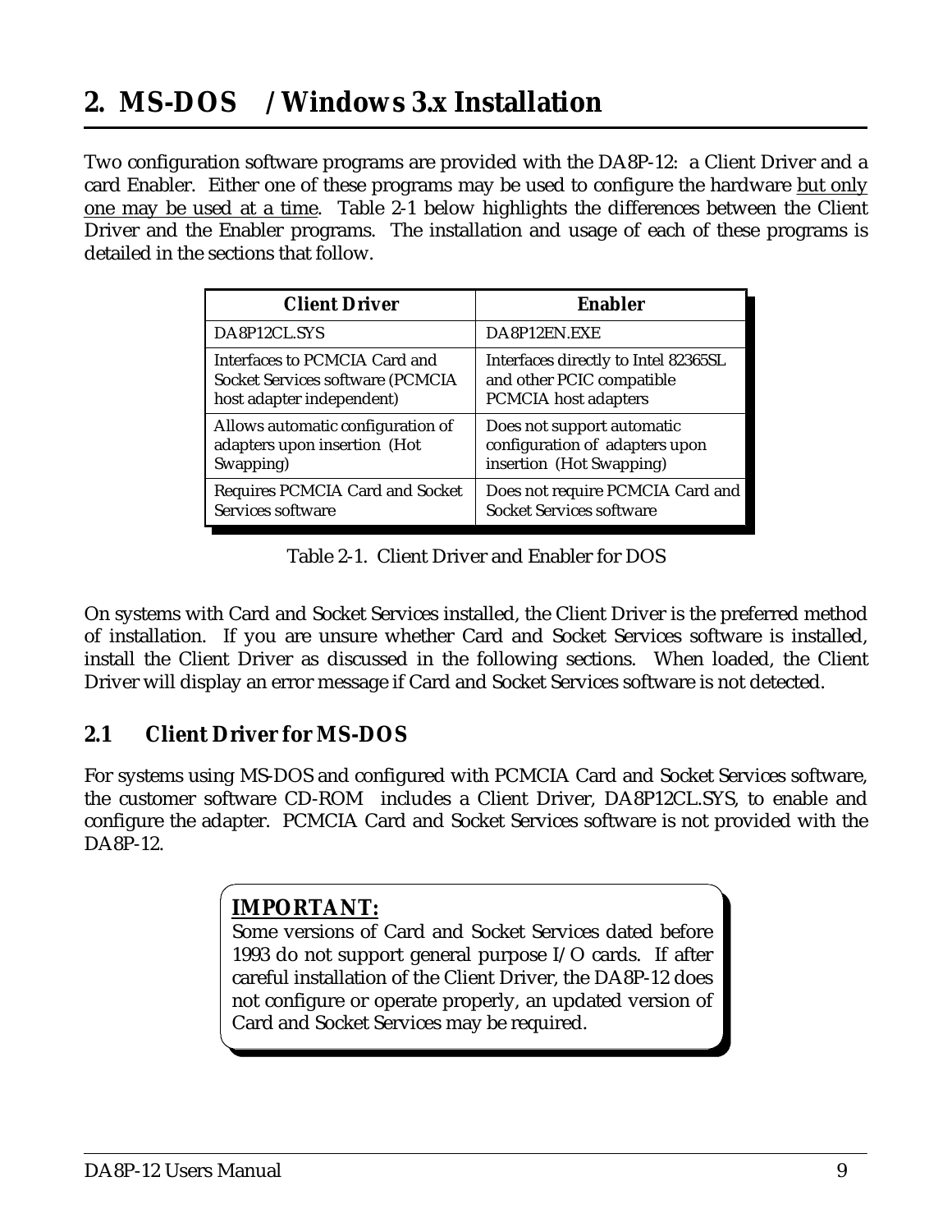# 2. MS-DOS /Windows 3.x Installation

Two configuration software programs are provided with the DA8P-12: a Client Driver and a card Enabler. Either one of these programs may be used to configure the hardware <u>but only one may be used at a time</u>. Table 2-1 below highlights the differences between the Client Driver and the Enabler programs. The installation and usage of each of these programs is detailed in the sections that follow.

| Client Driver | Enabler |
|---|---|
| DA8P12CL.SYS | DA8P12EN.EXE |
| Interfaces to PCMCIA Card and Socket Services software (PCMCIA host adapter independent) | Interfaces directly to Intel 82365SL and other PCIC compatible PCMCIA host adapters |
| Allows automatic configuration of adapters upon insertion (Hot Swapping) | Does not support automatic configuration of adapters upon insertion (Hot Swapping) |
| Requires PCMCIA Card and Socket Services software | Does not require PCMCIA Card and Socket Services software |

Table 2-1. Client Driver and Enabler for DOS

On systems with Card and Socket Services installed, the Client Driver is the preferred method of installation. If you are unsure whether Card and Socket Services software is installed, install the Client Driver as discussed in the following sections. When loaded, the Client Driver will display an error message if Card and Socket Services software is not detected.

## 2.1 Client Driver for MS-DOS

For systems using MS-DOS and configured with PCMCIA Card and Socket Services software, the customer software CD-ROM includes a Client Driver, DA8P12CL.SYS, to enable and configure the adapter. PCMCIA Card and Socket Services software is not provided with the DA8P-12.

> **<u>IMPORTANT:</u>**
> Some versions of Card and Socket Services dated before 1993 do not support general purpose I/O cards. If after careful installation of the Client Driver, the DA8P-12 does not configure or operate properly, an updated version of Card and Socket Services may be required.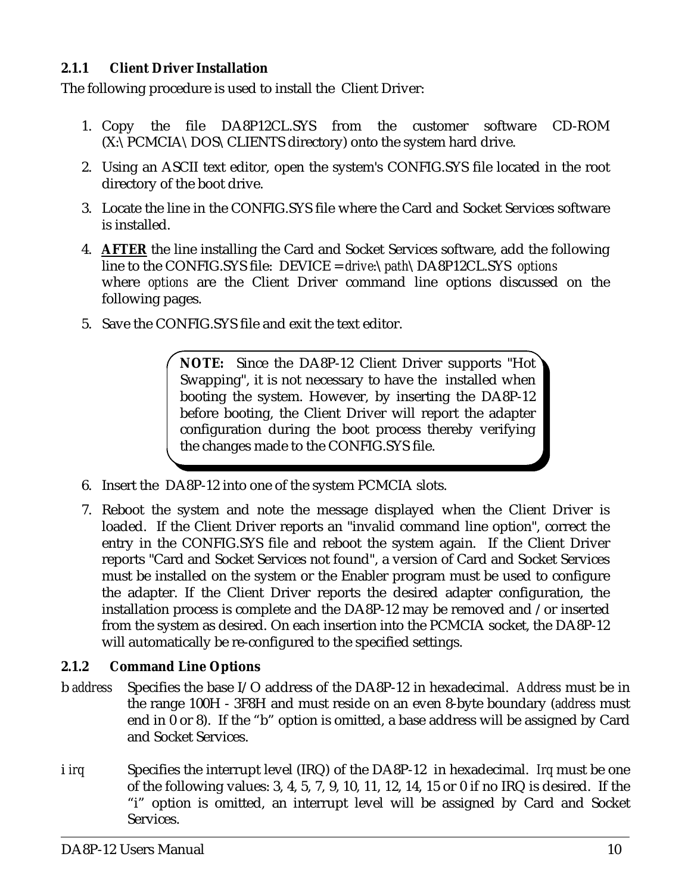### 2.1.1 Client Driver Installation

The following procedure is used to install the  Client Driver:

1. Copy the file DA8P12CL.SYS from the customer software CD-ROM (X:\PCMCIA\DOS\CLIENTS directory) onto the system hard drive.
2. Using an ASCII text editor, open the system's CONFIG.SYS file located in the root directory of the boot drive.
3. Locate the line in the CONFIG.SYS file where the Card and Socket Services software is installed.
4. **AFTER** the line installing the Card and Socket Services software, add the following line to the CONFIG.SYS file: DEVICE = *drive:\path*\DA8P12CL.SYS *options* where *options* are the Client Driver command line options discussed on the following pages.
5. Save the CONFIG.SYS file and exit the text editor.

> **NOTE:** Since the DA8P-12 Client Driver supports "Hot Swapping", it is not necessary to have the  installed when booting the system. However, by inserting the DA8P-12 before booting, the Client Driver will report the adapter configuration during the boot process thereby verifying the changes made to the CONFIG.SYS file.

6. Insert the  DA8P-12 into one of the system PCMCIA slots.
7. Reboot the system and note the message displayed when the Client Driver is loaded. If the Client Driver reports an "invalid command line option", correct the entry in the CONFIG.SYS file and reboot the system again. If the Client Driver reports "Card and Socket Services not found", a version of Card and Socket Services must be installed on the system or the Enabler program must be used to configure the adapter. If the Client Driver reports the desired adapter configuration, the installation process is complete and the DA8P-12 may be removed and /or inserted from the system as desired. On each insertion into the PCMCIA socket, the DA8P-12 will automatically be re-configured to the specified settings.

### 2.1.2 Command Line Options

b *address* Specifies the base I/O address of the DA8P-12 in hexadecimal. *Address* must be in the range 100H - 3F8H and must reside on an even 8-byte boundary (*address* must end in 0 or 8). If the "b" option is omitted, a base address will be assigned by Card and Socket Services.

i *irq* Specifies the interrupt level (IRQ) of the DA8P-12  in hexadecimal. *Irq* must be one of the following values: 3, 4, 5, 7, 9, 10, 11, 12, 14, 15 or 0 if no IRQ is desired. If the "i" option is omitted, an interrupt level will be assigned by Card and Socket Services.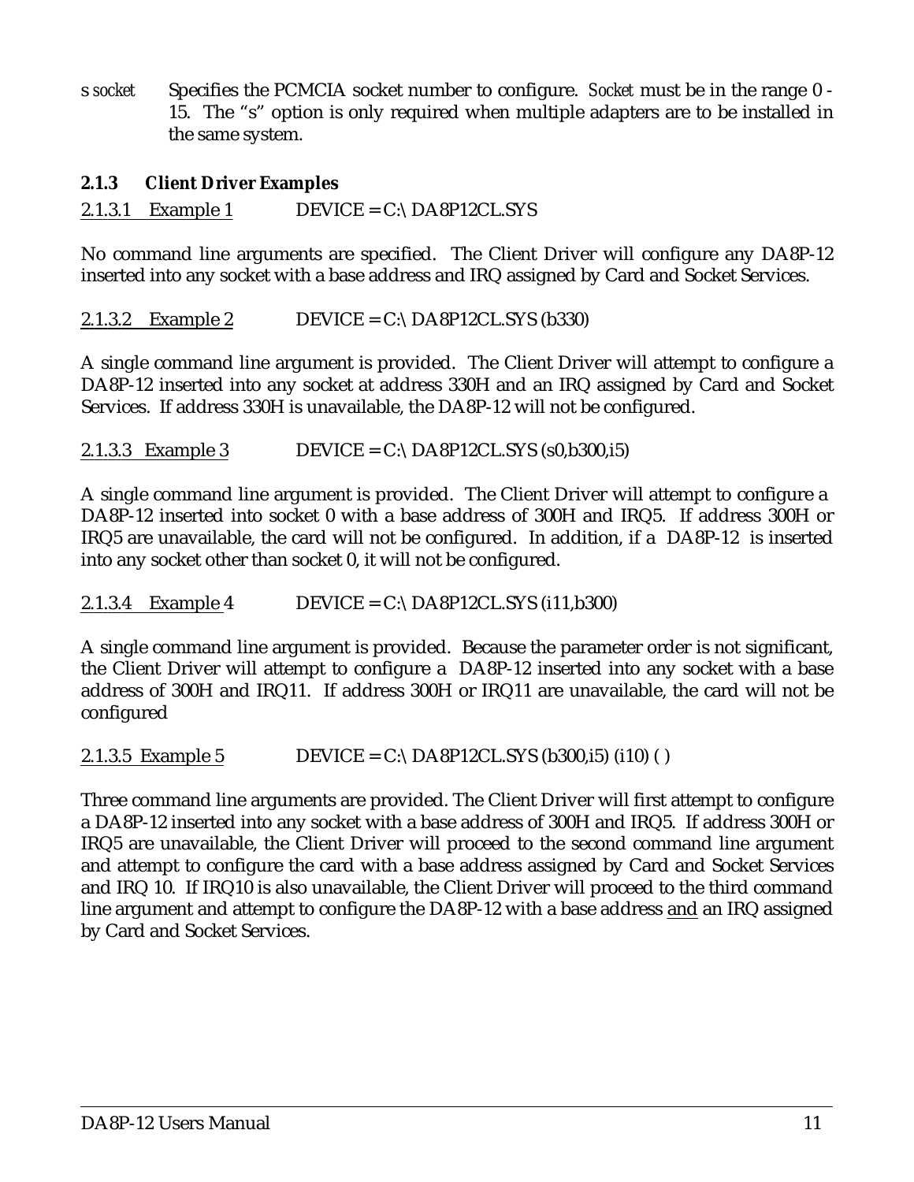s *socket* Specifies the PCMCIA socket number to configure. *Socket* must be in the range 0 - 15. The "s" option is only required when multiple adapters are to be installed in the same system.

### 2.1.3 Client Driver Examples

2.1.3.1 Example 1 DEVICE = C:\ DA8P12CL.SYS

No command line arguments are specified. The Client Driver will configure any DA8P-12 inserted into any socket with a base address and IRQ assigned by Card and Socket Services.

2.1.3.2 Example 2 DEVICE = C:\ DA8P12CL.SYS (b330)

A single command line argument is provided. The Client Driver will attempt to configure a DA8P-12 inserted into any socket at address 330H and an IRQ assigned by Card and Socket Services. If address 330H is unavailable, the DA8P-12 will not be configured.

2.1.3.3 Example 3 DEVICE = C:\ DA8P12CL.SYS (s0,b300,i5)

A single command line argument is provided. The Client Driver will attempt to configure a DA8P-12 inserted into socket 0 with a base address of 300H and IRQ5. If address 300H or IRQ5 are unavailable, the card will not be configured. In addition, if a DA8P-12 is inserted into any socket other than socket 0, it will not be configured.

2.1.3.4 Example 4 DEVICE = C:\ DA8P12CL.SYS (i11,b300)

A single command line argument is provided. Because the parameter order is not significant, the Client Driver will attempt to configure a DA8P-12 inserted into any socket with a base address of 300H and IRQ11. If address 300H or IRQ11 are unavailable, the card will not be configured

2.1.3.5 Example 5 DEVICE = C:\ DA8P12CL.SYS (b300,i5) (i10) ( )

Three command line arguments are provided. The Client Driver will first attempt to configure a DA8P-12 inserted into any socket with a base address of 300H and IRQ5. If address 300H or IRQ5 are unavailable, the Client Driver will proceed to the second command line argument and attempt to configure the card with a base address assigned by Card and Socket Services and IRQ 10. If IRQ10 is also unavailable, the Client Driver will proceed to the third command line argument and attempt to configure the DA8P-12 with a base address and an IRQ assigned by Card and Socket Services.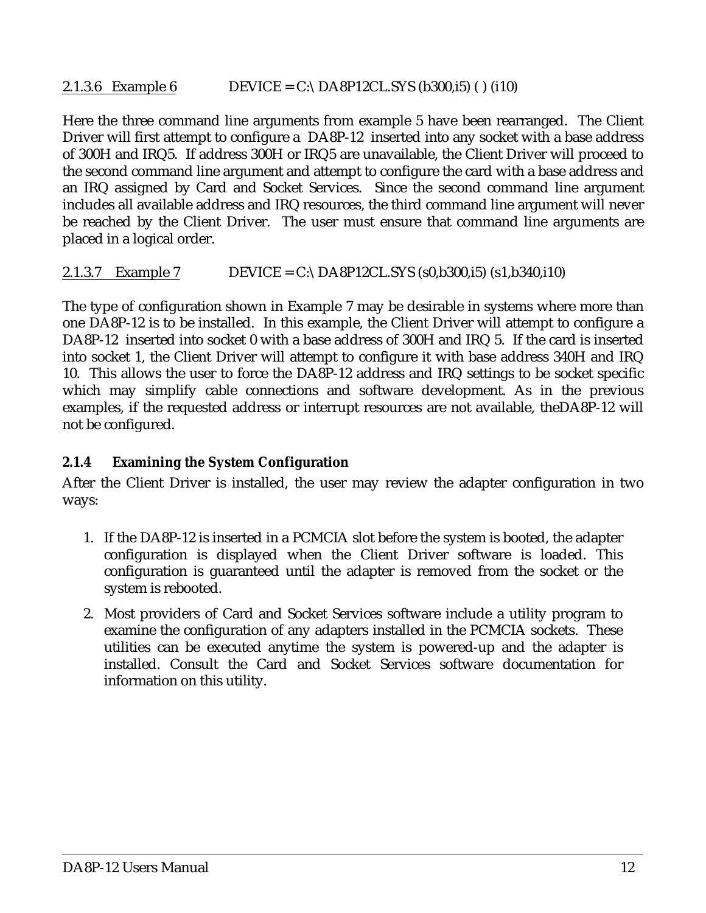2.1.3.6 Example 6 DEVICE = C:\ DA8P12CL.SYS (b300,i5) ( ) (i10)

Here the three command line arguments from example 5 have been rearranged. The Client Driver will first attempt to configure a DA8P-12 inserted into any socket with a base address of 300H and IRQ5. If address 300H or IRQ5 are unavailable, the Client Driver will proceed to the second command line argument and attempt to configure the card with a base address and an IRQ assigned by Card and Socket Services. Since the second command line argument includes all available address and IRQ resources, the third command line argument will never be reached by the Client Driver. The user must ensure that command line arguments are placed in a logical order.

2.1.3.7 Example 7 DEVICE = C:\ DA8P12CL.SYS (s0,b300,i5) (s1,b340,i10)

The type of configuration shown in Example 7 may be desirable in systems where more than one DA8P-12 is to be installed. In this example, the Client Driver will attempt to configure a DA8P-12 inserted into socket 0 with a base address of 300H and IRQ 5. If the card is inserted into socket 1, the Client Driver will attempt to configure it with base address 340H and IRQ 10. This allows the user to force the DA8P-12 address and IRQ settings to be socket specific which may simplify cable connections and software development. As in the previous examples, if the requested address or interrupt resources are not available, theDA8P-12 will not be configured.

### 2.1.4 Examining the System Configuration

After the Client Driver is installed, the user may review the adapter configuration in two ways:

1. If the DA8P-12 is inserted in a PCMCIA slot before the system is booted, the adapter configuration is displayed when the Client Driver software is loaded. This configuration is guaranteed until the adapter is removed from the socket or the system is rebooted.
2. Most providers of Card and Socket Services software include a utility program to examine the configuration of any adapters installed in the PCMCIA sockets. These utilities can be executed anytime the system is powered-up and the adapter is installed. Consult the Card and Socket Services software documentation for information on this utility.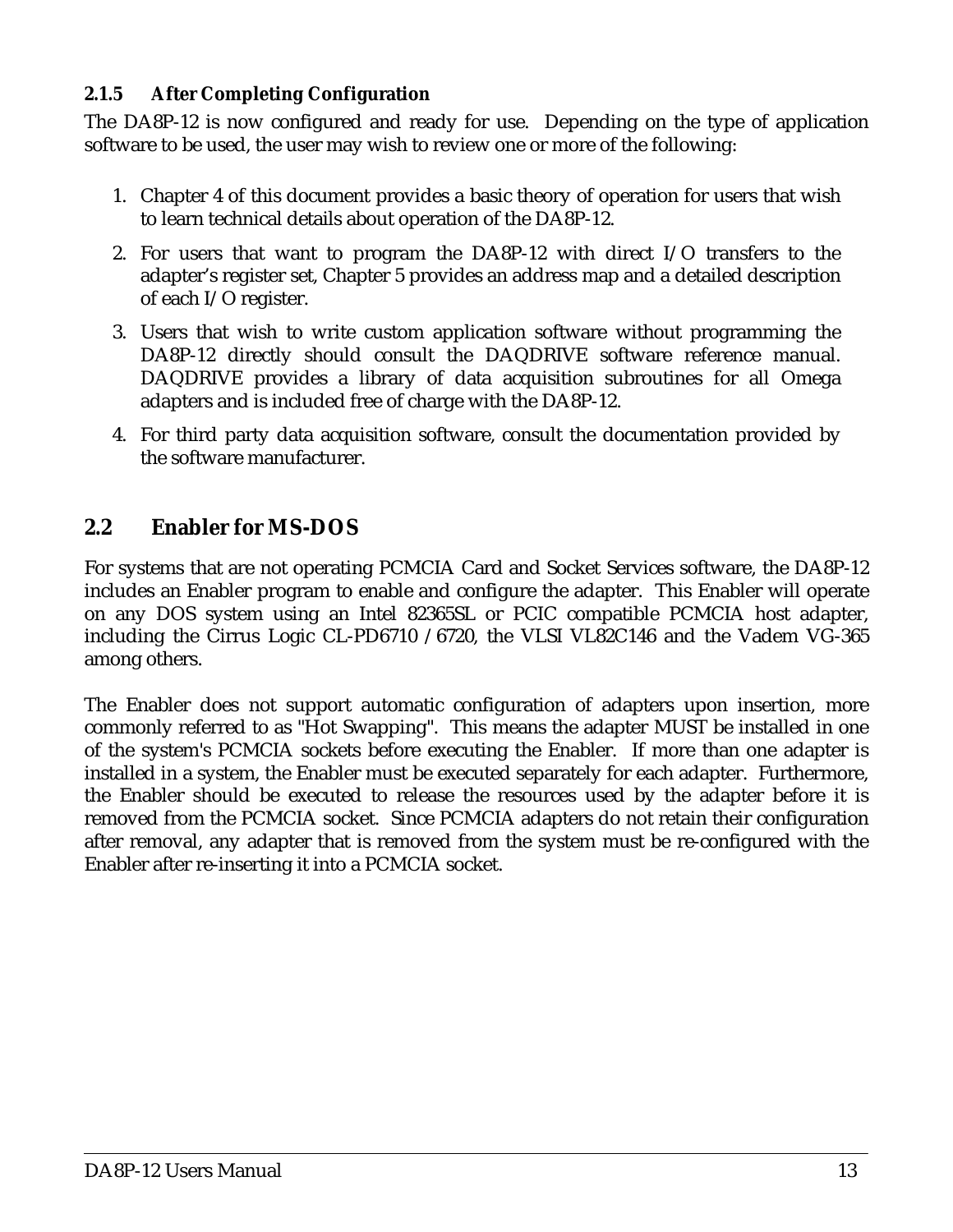### 2.1.5 After Completing Configuration

The DA8P-12 is now configured and ready for use. Depending on the type of application software to be used, the user may wish to review one or more of the following:

1. Chapter 4 of this document provides a basic theory of operation for users that wish to learn technical details about operation of the DA8P-12.
2. For users that want to program the DA8P-12 with direct I/O transfers to the adapter's register set, Chapter 5 provides an address map and a detailed description of each I/O register.
3. Users that wish to write custom application software without programming the DA8P-12 directly should consult the DAQDRIVE software reference manual. DAQDRIVE provides a library of data acquisition subroutines for all Omega adapters and is included free of charge with the DA8P-12.
4. For third party data acquisition software, consult the documentation provided by the software manufacturer.

## 2.2 Enabler for MS-DOS

For systems that are not operating PCMCIA Card and Socket Services software, the DA8P-12 includes an Enabler program to enable and configure the adapter. This Enabler will operate on any DOS system using an Intel 82365SL or PCIC compatible PCMCIA host adapter, including the Cirrus Logic CL-PD6710 / 6720, the VLSI VL82C146 and the Vadem VG-365 among others.

The Enabler does not support automatic configuration of adapters upon insertion, more commonly referred to as "Hot Swapping". This means the adapter MUST be installed in one of the system's PCMCIA sockets before executing the Enabler. If more than one adapter is installed in a system, the Enabler must be executed separately for each adapter. Furthermore, the Enabler should be executed to release the resources used by the adapter before it is removed from the PCMCIA socket. Since PCMCIA adapters do not retain their configuration after removal, any adapter that is removed from the system must be re-configured with the Enabler after re-inserting it into a PCMCIA socket.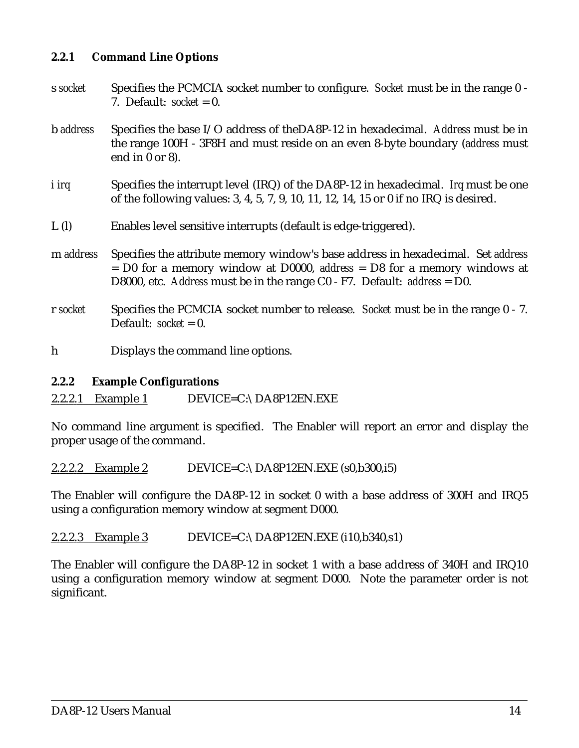### 2.2.1 Command Line Options

s *socket* Specifies the PCMCIA socket number to configure. *Socket* must be in the range 0 - 7. Default: *socket* = 0.

b *address* Specifies the base I/O address of theDA8P-12 in hexadecimal. *Address* must be in the range 100H - 3F8H and must reside on an even 8-byte boundary (*address* must end in 0 or 8).

i *irq* Specifies the interrupt level (IRQ) of the DA8P-12 in hexadecimal. *Irq* must be one of the following values: 3, 4, 5, 7, 9, 10, 11, 12, 14, 15 or 0 if no IRQ is desired.

L (l) Enables level sensitive interrupts (default is edge-triggered).

m *address* Specifies the attribute memory window's base address in hexadecimal. Set *address* = D0 for a memory window at D0000, *address* = D8 for a memory windows at D8000, etc. *Address* must be in the range C0 - F7. Default: *address* = D0.

r *socket* Specifies the PCMCIA socket number to release. *Socket* must be in the range 0 - 7. Default: *socket* = 0.

h Displays the command line options.

### 2.2.2 Example Configurations

2.2.2.1 Example 1 DEVICE=C:\DA8P12EN.EXE

No command line argument is specified. The Enabler will report an error and display the proper usage of the command.

2.2.2.2 Example 2 DEVICE=C:\DA8P12EN.EXE (s0,b300,i5)

The Enabler will configure the DA8P-12 in socket 0 with a base address of 300H and IRQ5 using a configuration memory window at segment D000.

2.2.2.3 Example 3 DEVICE=C:\DA8P12EN.EXE (i10,b340,s1)

The Enabler will configure the DA8P-12 in socket 1 with a base address of 340H and IRQ10 using a configuration memory window at segment D000. Note the parameter order is not significant.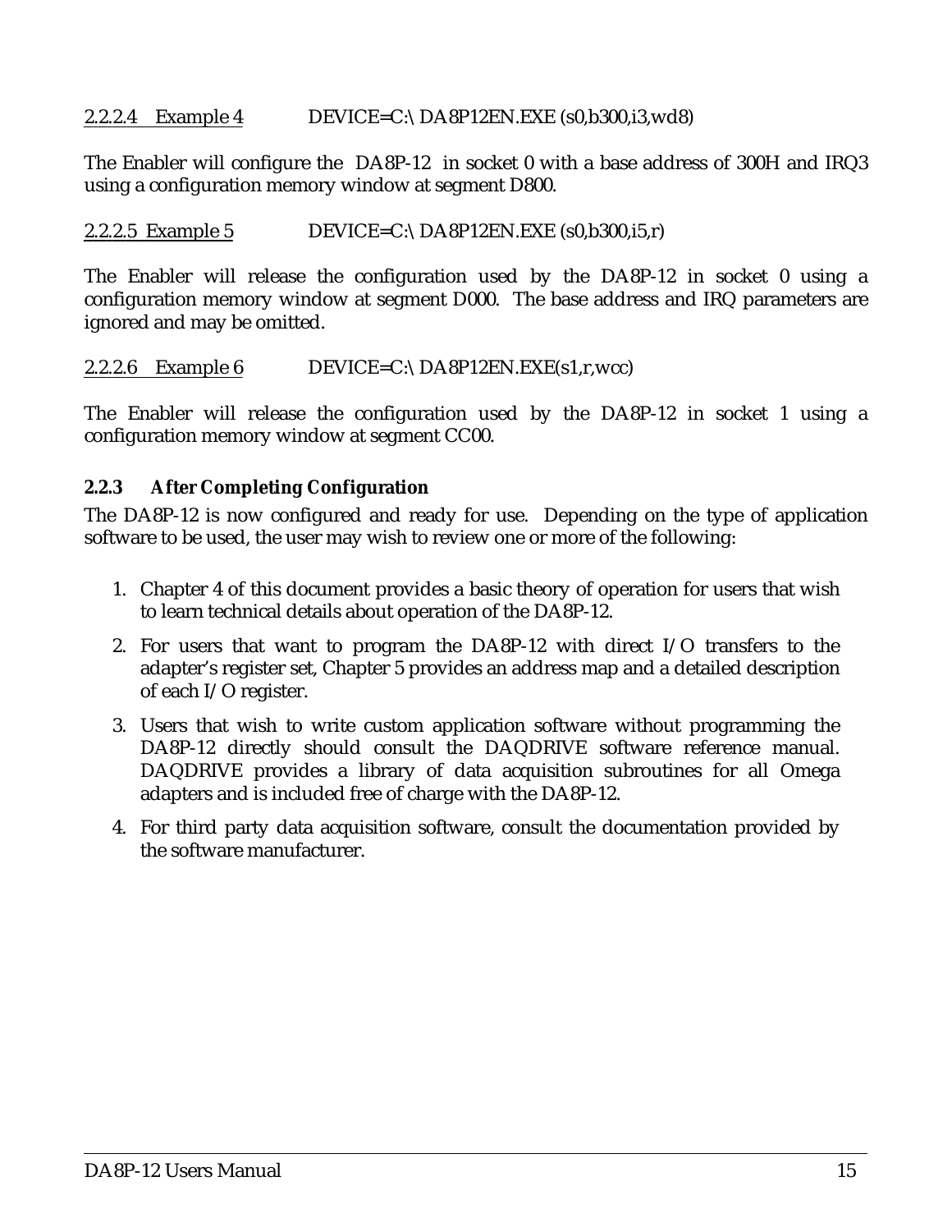2.2.2.4 Example 4 DEVICE=C:\ DA8P12EN.EXE (s0,b300,i3,wd8)

The Enabler will configure the DA8P-12 in socket 0 with a base address of 300H and IRQ3 using a configuration memory window at segment D800.

2.2.2.5 Example 5 DEVICE=C:\ DA8P12EN.EXE (s0,b300,i5,r)

The Enabler will release the configuration used by the DA8P-12 in socket 0 using a configuration memory window at segment D000. The base address and IRQ parameters are ignored and may be omitted.

2.2.2.6 Example 6 DEVICE=C:\ DA8P12EN.EXE(s1,r,wcc)

The Enabler will release the configuration used by the DA8P-12 in socket 1 using a configuration memory window at segment CC00.

### 2.2.3 After Completing Configuration

The DA8P-12 is now configured and ready for use. Depending on the type of application software to be used, the user may wish to review one or more of the following:

1. Chapter 4 of this document provides a basic theory of operation for users that wish to learn technical details about operation of the DA8P-12.
2. For users that want to program the DA8P-12 with direct I/O transfers to the adapter's register set, Chapter 5 provides an address map and a detailed description of each I/O register.
3. Users that wish to write custom application software without programming the DA8P-12 directly should consult the DAQDRIVE software reference manual. DAQDRIVE provides a library of data acquisition subroutines for all Omega adapters and is included free of charge with the DA8P-12.
4. For third party data acquisition software, consult the documentation provided by the software manufacturer.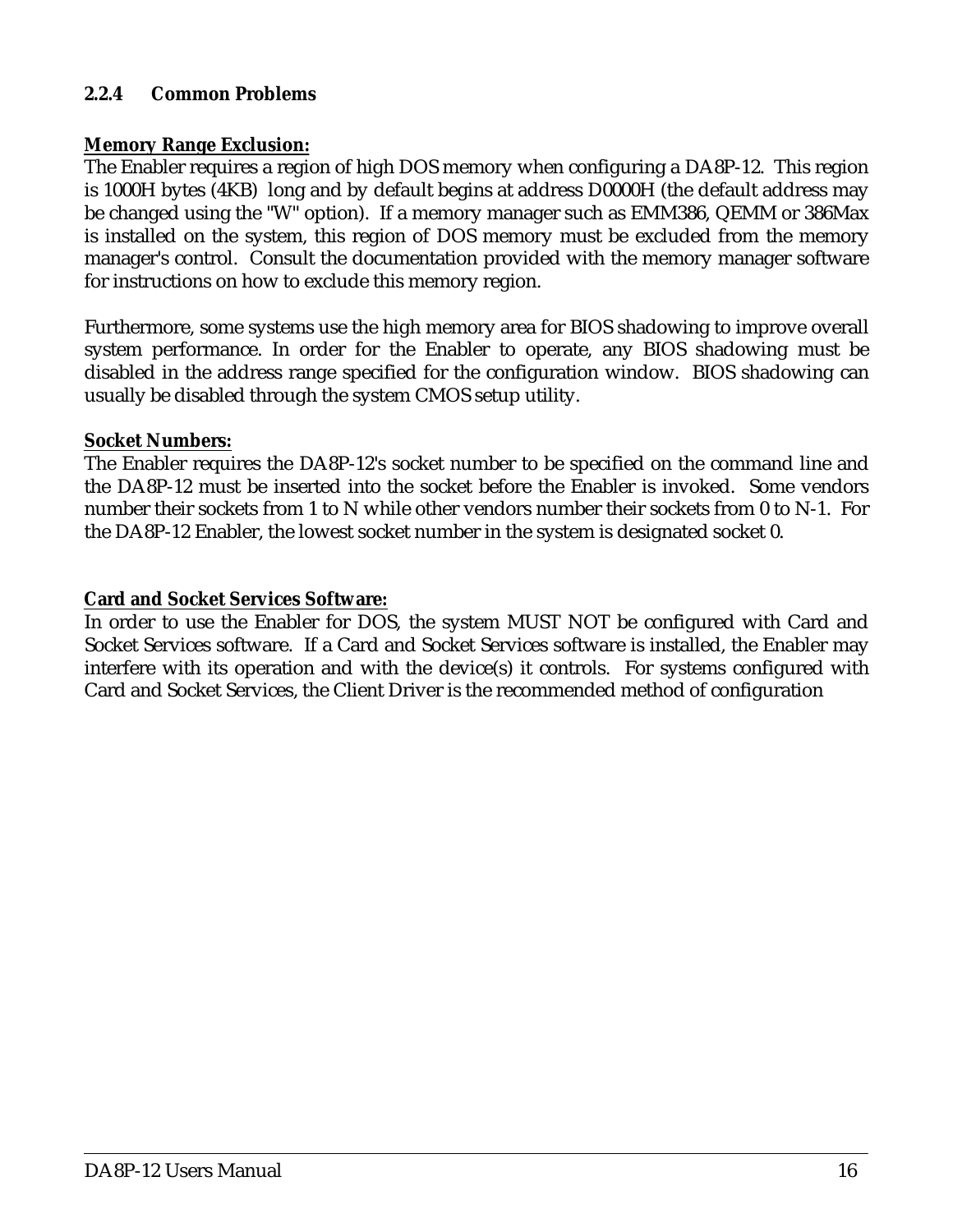### 2.2.4 Common Problems

**Memory Range Exclusion:**

The Enabler requires a region of high DOS memory when configuring a DA8P-12. This region is 1000H bytes (4KB) long and by default begins at address D0000H (the default address may be changed using the "W" option). If a memory manager such as EMM386, QEMM or 386Max is installed on the system, this region of DOS memory must be excluded from the memory manager's control. Consult the documentation provided with the memory manager software for instructions on how to exclude this memory region.

Furthermore, some systems use the high memory area for BIOS shadowing to improve overall system performance. In order for the Enabler to operate, any BIOS shadowing must be disabled in the address range specified for the configuration window. BIOS shadowing can usually be disabled through the system CMOS setup utility.

**Socket Numbers:**

The Enabler requires the DA8P-12's socket number to be specified on the command line and the DA8P-12 must be inserted into the socket before the Enabler is invoked. Some vendors number their sockets from 1 to N while other vendors number their sockets from 0 to N-1. For the DA8P-12 Enabler, the lowest socket number in the system is designated socket 0.

**Card and Socket Services Software:**

In order to use the Enabler for DOS, the system MUST NOT be configured with Card and Socket Services software. If a Card and Socket Services software is installed, the Enabler may interfere with its operation and with the device(s) it controls. For systems configured with Card and Socket Services, the Client Driver is the recommended method of configuration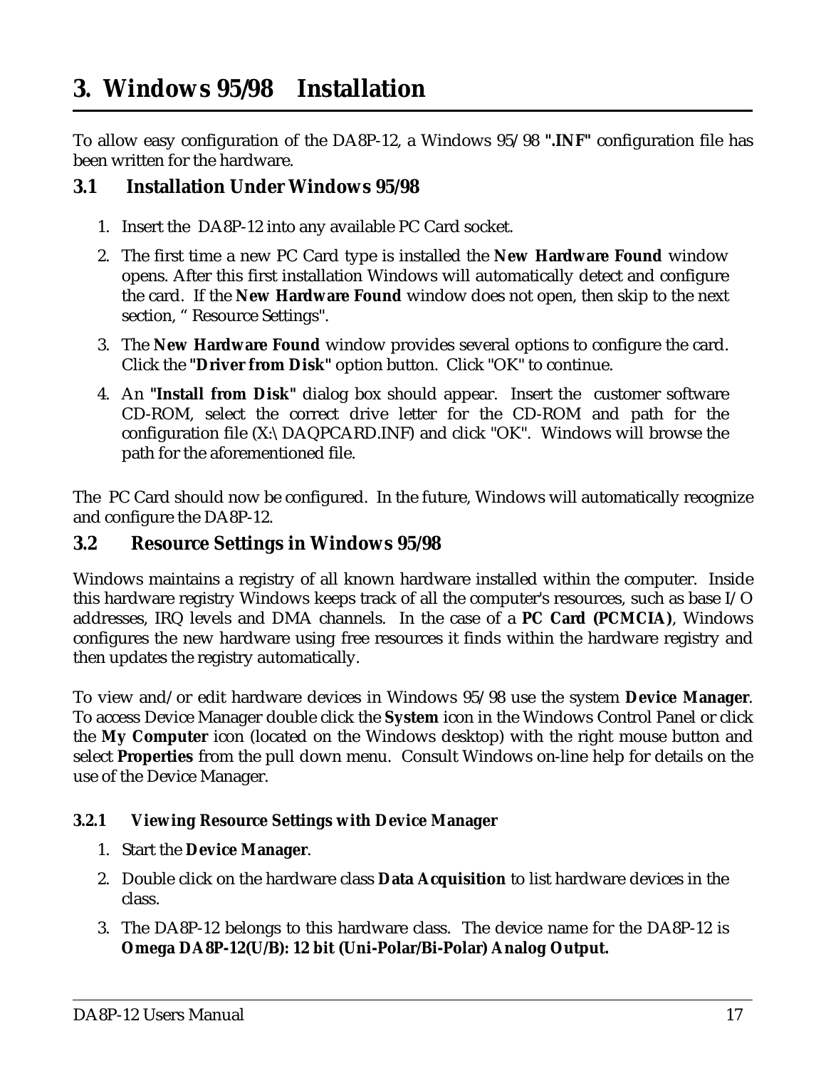# 3. Windows 95/98 Installation

To allow easy configuration of the DA8P-12, a Windows 95/98 **".INF"** configuration file has been written for the hardware.

## 3.1 Installation Under Windows 95/98

1. Insert the DA8P-12 into any available PC Card socket.
2. The first time a new PC Card type is installed the **New Hardware Found** window opens. After this first installation Windows will automatically detect and configure the card. If the **New Hardware Found** window does not open, then skip to the next section, " Resource Settings".
3. The **New Hardware Found** window provides several options to configure the card. Click the **"Driver from Disk"** option button. Click "OK" to continue.
4. An **"Install from Disk"** dialog box should appear. Insert the customer software CD-ROM, select the correct drive letter for the CD-ROM and path for the configuration file (X:\DAQPCARD.INF) and click "OK". Windows will browse the path for the aforementioned file.

The PC Card should now be configured. In the future, Windows will automatically recognize and configure the DA8P-12.

## 3.2 Resource Settings in Windows 95/98

Windows maintains a registry of all known hardware installed within the computer. Inside this hardware registry Windows keeps track of all the computer's resources, such as base I/O addresses, IRQ levels and DMA channels. In the case of a **PC Card (PCMCIA)**, Windows configures the new hardware using free resources it finds within the hardware registry and then updates the registry automatically.

To view and/or edit hardware devices in Windows 95/98 use the system **Device Manager**. To access Device Manager double click the **System** icon in the Windows Control Panel or click the **My Computer** icon (located on the Windows desktop) with the right mouse button and select **Properties** from the pull down menu. Consult Windows on-line help for details on the use of the Device Manager.

### 3.2.1 Viewing Resource Settings with Device Manager

1. Start the **Device Manager**.
2. Double click on the hardware class **Data Acquisition** to list hardware devices in the class.
3. The DA8P-12 belongs to this hardware class. The device name for the DA8P-12 is **Omega DA8P-12(U/B): 12 bit (Uni-Polar/Bi-Polar) Analog Output.**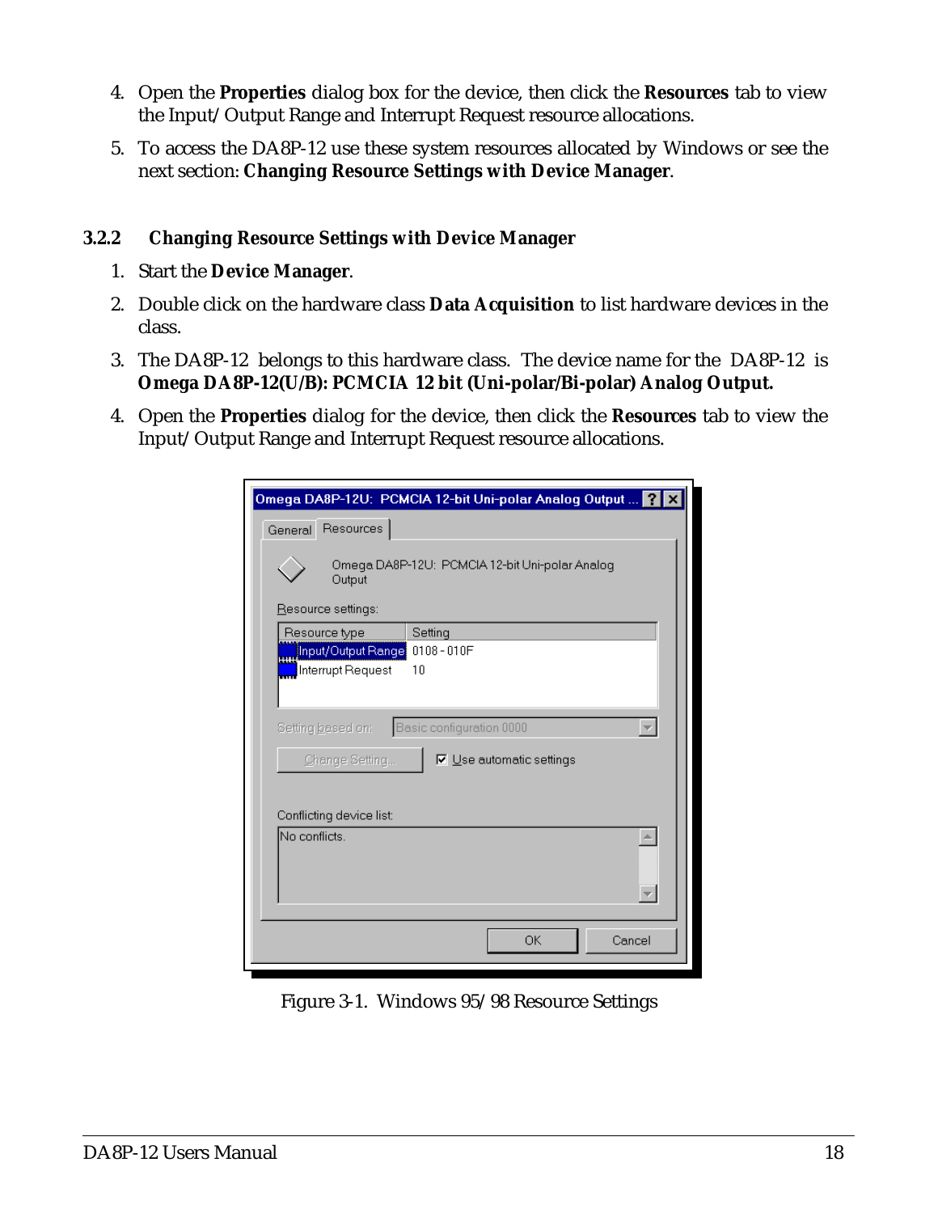4. Open the **Properties** dialog box for the device, then click the **Resources** tab to view the Input/Output Range and Interrupt Request resource allocations.
5. To access the DA8P-12 use these system resources allocated by Windows or see the next section: **Changing Resource Settings with Device Manager**.

### 3.2.2 Changing Resource Settings with Device Manager

1. Start the **Device Manager**.
2. Double click on the hardware class **Data Acquisition** to list hardware devices in the class.
3. The DA8P-12 belongs to this hardware class. The device name for the DA8P-12 is **Omega DA8P-12(U/B): PCMCIA 12 bit (Uni-polar/Bi-polar) Analog Output.**
4. Open the **Properties** dialog for the device, then click the **Resources** tab to view the Input/Output Range and Interrupt Request resource allocations.

Figure 3-1. Windows 95/98 Resource Settings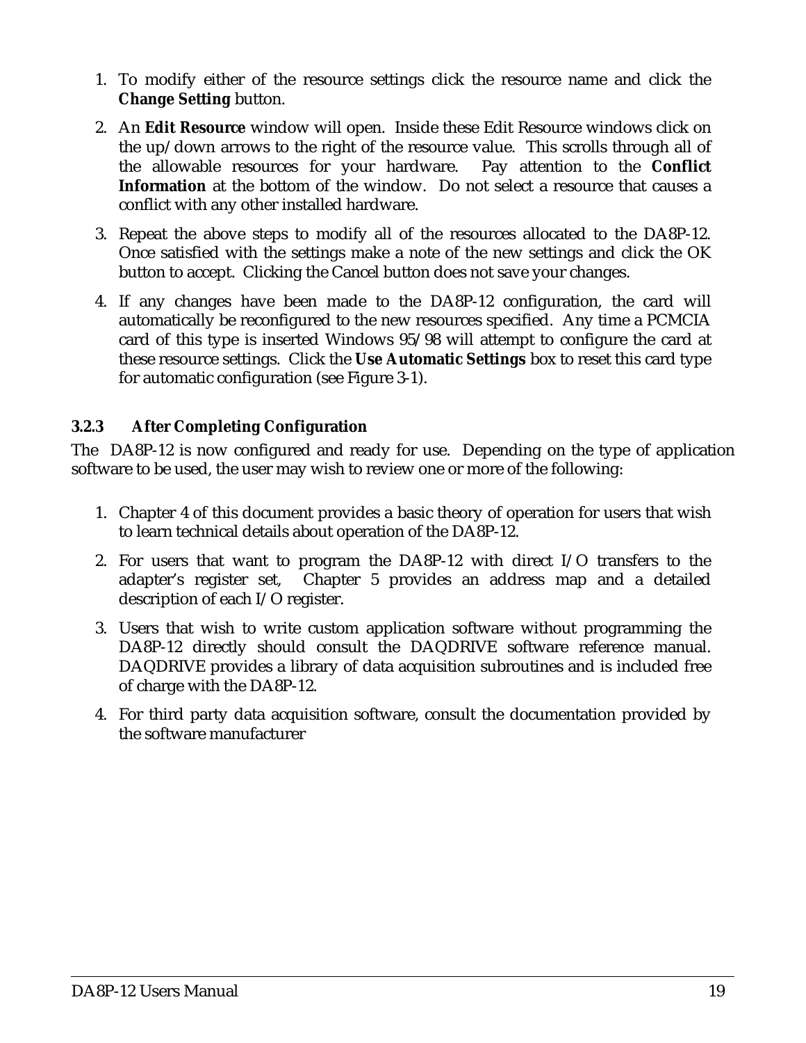1. To modify either of the resource settings click the resource name and click the **Change Setting** button.

2. An **Edit Resource** window will open. Inside these Edit Resource windows click on the up/down arrows to the right of the resource value. This scrolls through all of the allowable resources for your hardware. Pay attention to the **Conflict Information** at the bottom of the window. Do not select a resource that causes a conflict with any other installed hardware.

3. Repeat the above steps to modify all of the resources allocated to the DA8P-12. Once satisfied with the settings make a note of the new settings and click the OK button to accept. Clicking the Cancel button does not save your changes.

4. If any changes have been made to the DA8P-12 configuration, the card will automatically be reconfigured to the new resources specified. Any time a PCMCIA card of this type is inserted Windows 95/98 will attempt to configure the card at these resource settings. Click the **Use Automatic Settings** box to reset this card type for automatic configuration (see Figure 3-1).

### 3.2.3 After Completing Configuration

The DA8P-12 is now configured and ready for use. Depending on the type of application software to be used, the user may wish to review one or more of the following:

1. Chapter 4 of this document provides a basic theory of operation for users that wish to learn technical details about operation of the DA8P-12.

2. For users that want to program the DA8P-12 with direct I/O transfers to the adapter's register set, Chapter 5 provides an address map and a detailed description of each I/O register.

3. Users that wish to write custom application software without programming the DA8P-12 directly should consult the DAQDRIVE software reference manual. DAQDRIVE provides a library of data acquisition subroutines and is included free of charge with the DA8P-12.

4. For third party data acquisition software, consult the documentation provided by the software manufacturer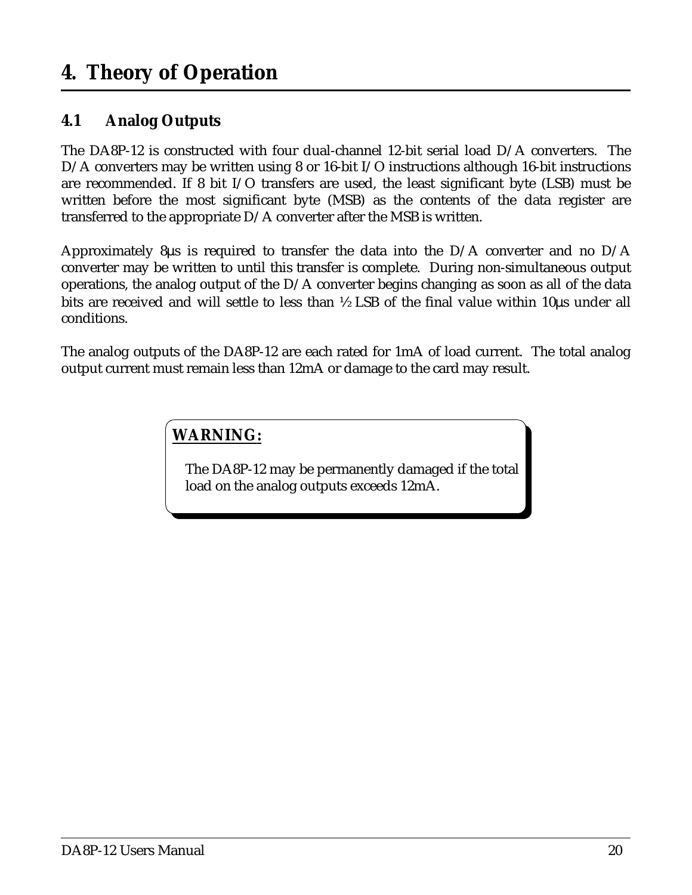# 4. Theory of Operation

## 4.1 Analog Outputs

The DA8P-12 is constructed with four dual-channel 12-bit serial load D/A converters. The D/A converters may be written using 8 or 16-bit I/O instructions although 16-bit instructions are recommended. If 8 bit I/O transfers are used, the least significant byte (LSB) must be written before the most significant byte (MSB) as the contents of the data register are transferred to the appropriate D/A converter after the MSB is written.

Approximately 8µs is required to transfer the data into the D/A converter and no D/A converter may be written to until this transfer is complete. During non-simultaneous output operations, the analog output of the D/A converter begins changing as soon as all of the data bits are received and will settle to less than ½ LSB of the final value within 10µs under all conditions.

The analog outputs of the DA8P-12 are each rated for 1mA of load current. The total analog output current must remain less than 12mA or damage to the card may result.

> **WARNING:**
>
> The DA8P-12 may be permanently damaged if the total load on the analog outputs exceeds 12mA.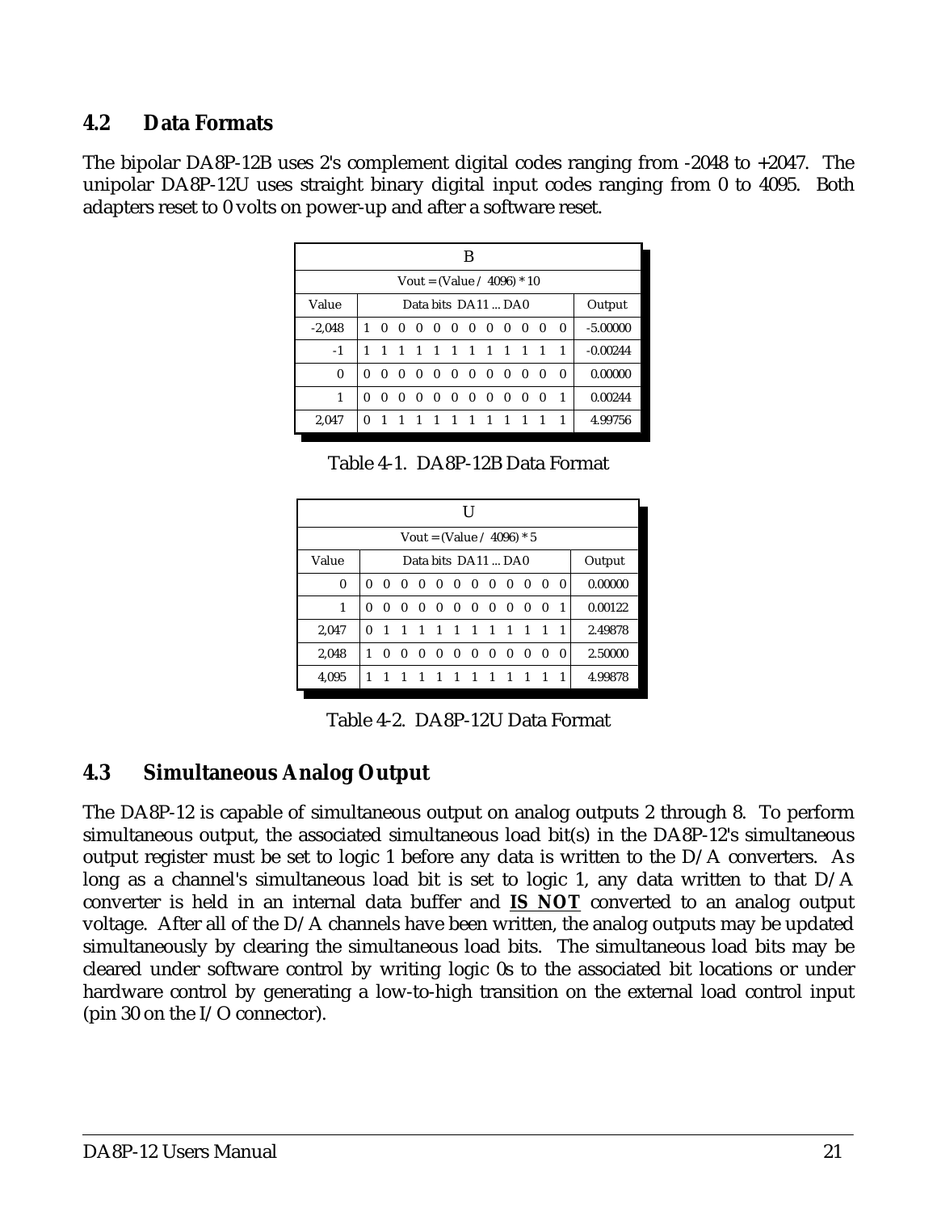## 4.2 Data Formats

The bipolar DA8P-12B uses 2's complement digital codes ranging from -2048 to +2047. The unipolar DA8P-12U uses straight binary digital input codes ranging from 0 to 4095. Both adapters reset to 0 volts on power-up and after a software reset.

| B | | |
|---|---|---|
| Vout = (Value / 4096) * 10 | | |
| Value | Data bits DA11 ... DA0 | Output |
| -2,048 | 1 0 0 0 0 0 0 0 0 0 0 0 | -5.00000 |
| -1 | 1 1 1 1 1 1 1 1 1 1 1 1 | -0.00244 |
| 0 | 0 0 0 0 0 0 0 0 0 0 0 0 | 0.00000 |
| 1 | 0 0 0 0 0 0 0 0 0 0 0 1 | 0.00244 |
| 2,047 | 0 1 1 1 1 1 1 1 1 1 1 1 | 4.99756 |

Table 4-1. DA8P-12B Data Format

| U | | |
|---|---|---|
| Vout = (Value / 4096) * 5 | | |
| Value | Data bits DA11 ... DA0 | Output |
| 0 | 0 0 0 0 0 0 0 0 0 0 0 0 | 0.00000 |
| 1 | 0 0 0 0 0 0 0 0 0 0 0 1 | 0.00122 |
| 2,047 | 0 1 1 1 1 1 1 1 1 1 1 1 | 2.49878 |
| 2,048 | 1 0 0 0 0 0 0 0 0 0 0 0 | 2.50000 |
| 4,095 | 1 1 1 1 1 1 1 1 1 1 1 1 | 4.99878 |

Table 4-2. DA8P-12U Data Format

## 4.3 Simultaneous Analog Output

The DA8P-12 is capable of simultaneous output on analog outputs 2 through 8. To perform simultaneous output, the associated simultaneous load bit(s) in the DA8P-12's simultaneous output register must be set to logic 1 before any data is written to the D/A converters. As long as a channel's simultaneous load bit is set to logic 1, any data written to that D/A converter is held in an internal data buffer and **IS NOT** converted to an analog output voltage. After all of the D/A channels have been written, the analog outputs may be updated simultaneously by clearing the simultaneous load bits. The simultaneous load bits may be cleared under software control by writing logic 0s to the associated bit locations or under hardware control by generating a low-to-high transition on the external load control input (pin 30 on the I/O connector).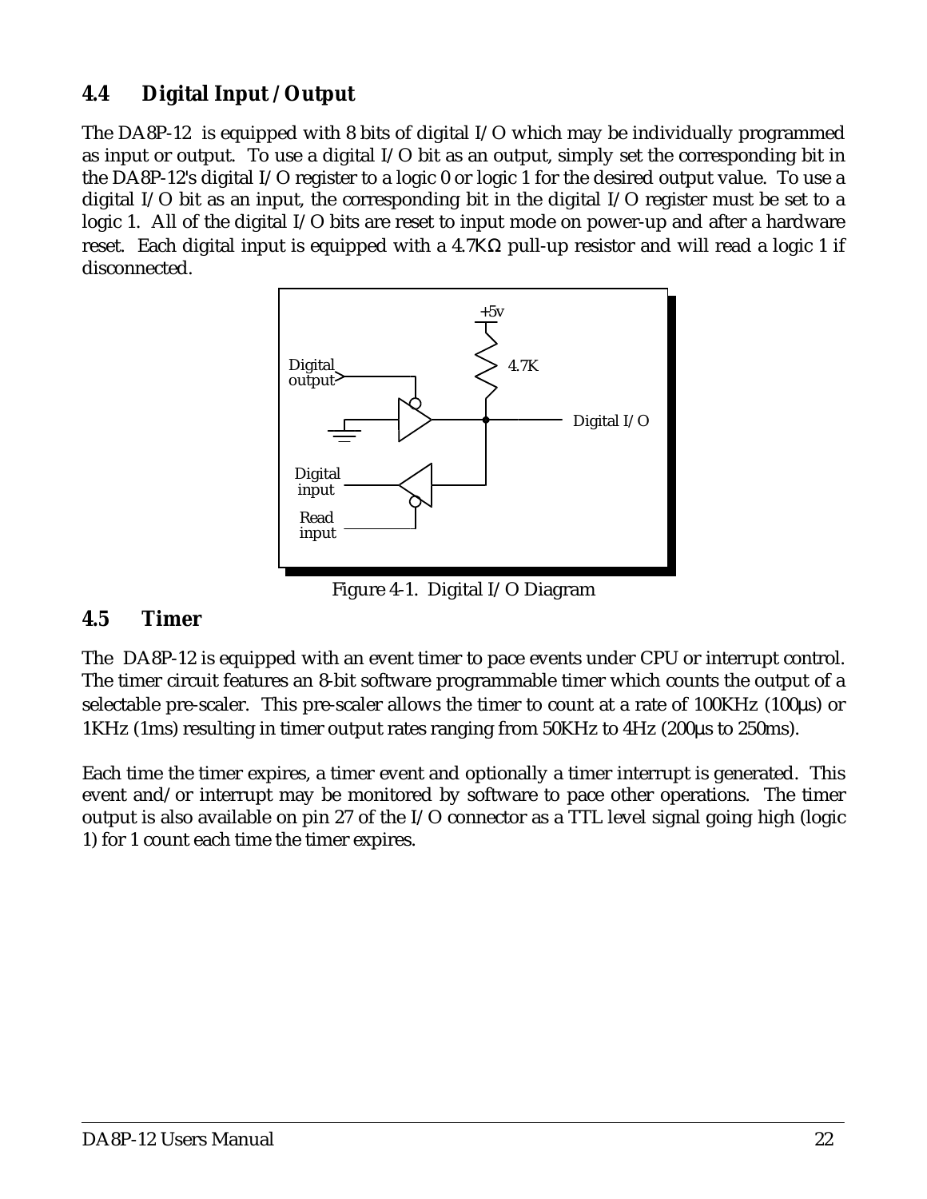## 4.4 Digital Input / Output

The DA8P-12 is equipped with 8 bits of digital I/O which may be individually programmed as input or output. To use a digital I/O bit as an output, simply set the corresponding bit in the DA8P-12's digital I/O register to a logic 0 or logic 1 for the desired output value. To use a digital I/O bit as an input, the corresponding bit in the digital I/O register must be set to a logic 1. All of the digital I/O bits are reset to input mode on power-up and after a hardware reset. Each digital input is equipped with a 4.7KΩ pull-up resistor and will read a logic 1 if disconnected.

Figure 4-1. Digital I/O Diagram

## 4.5 Timer

The DA8P-12 is equipped with an event timer to pace events under CPU or interrupt control. The timer circuit features an 8-bit software programmable timer which counts the output of a selectable pre-scaler. This pre-scaler allows the timer to count at a rate of 100KHz (100µs) or 1KHz (1ms) resulting in timer output rates ranging from 50KHz to 4Hz (200µs to 250ms).

Each time the timer expires, a timer event and optionally a timer interrupt is generated. This event and/or interrupt may be monitored by software to pace other operations. The timer output is also available on pin 27 of the I/O connector as a TTL level signal going high (logic 1) for 1 count each time the timer expires.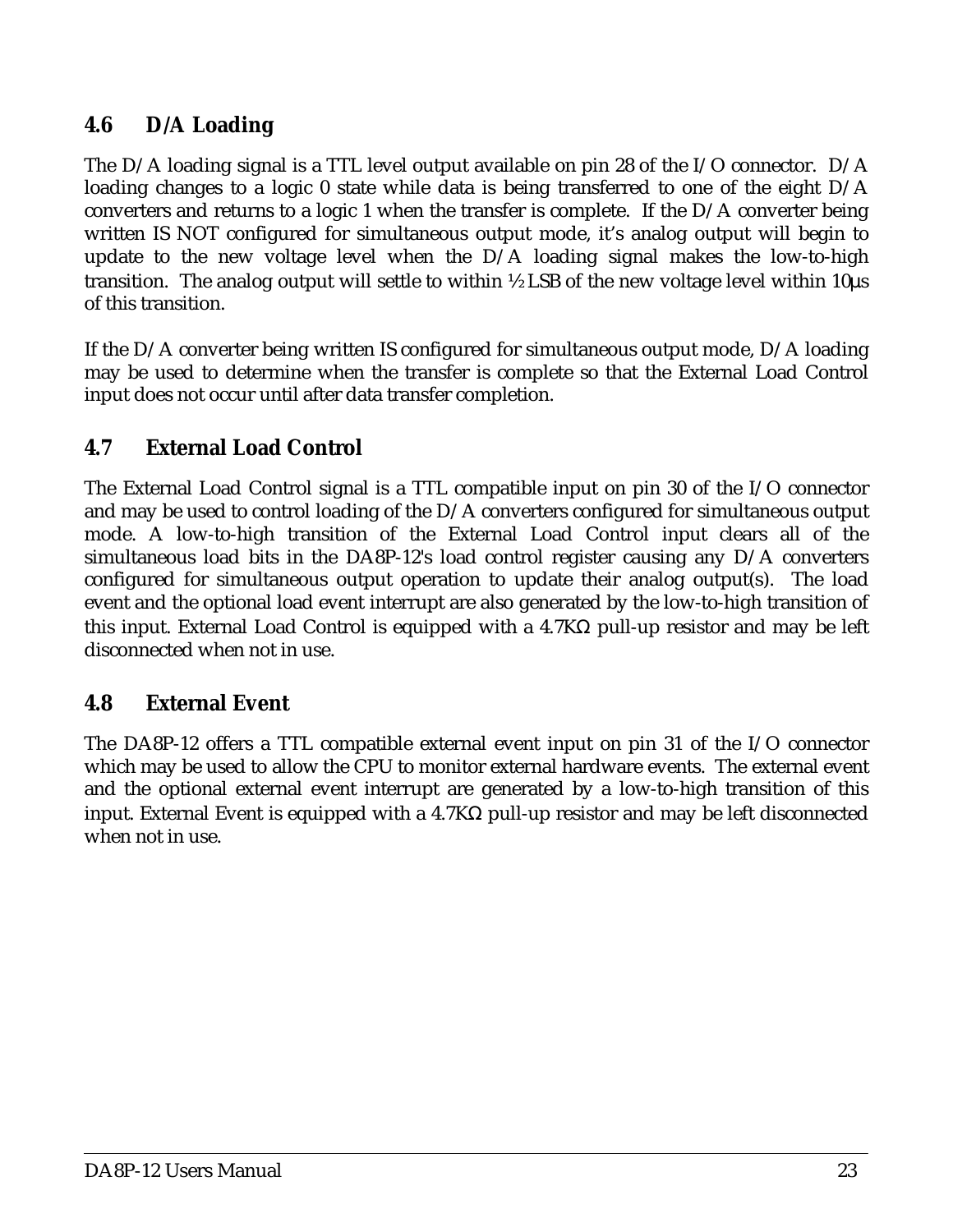## 4.6 D/A Loading

The D/A loading signal is a TTL level output available on pin 28 of the I/O connector. D/A loading changes to a logic 0 state while data is being transferred to one of the eight D/A converters and returns to a logic 1 when the transfer is complete. If the D/A converter being written IS NOT configured for simultaneous output mode, it's analog output will begin to update to the new voltage level when the D/A loading signal makes the low-to-high transition. The analog output will settle to within ½ LSB of the new voltage level within 10µs of this transition.

If the D/A converter being written IS configured for simultaneous output mode, D/A loading may be used to determine when the transfer is complete so that the External Load Control input does not occur until after data transfer completion.

## 4.7 External Load Control

The External Load Control signal is a TTL compatible input on pin 30 of the I/O connector and may be used to control loading of the D/A converters configured for simultaneous output mode. A low-to-high transition of the External Load Control input clears all of the simultaneous load bits in the DA8P-12's load control register causing any D/A converters configured for simultaneous output operation to update their analog output(s). The load event and the optional load event interrupt are also generated by the low-to-high transition of this input. External Load Control is equipped with a 4.7KΩ pull-up resistor and may be left disconnected when not in use.

## 4.8 External Event

The DA8P-12 offers a TTL compatible external event input on pin 31 of the I/O connector which may be used to allow the CPU to monitor external hardware events. The external event and the optional external event interrupt are generated by a low-to-high transition of this input. External Event is equipped with a 4.7KΩ pull-up resistor and may be left disconnected when not in use.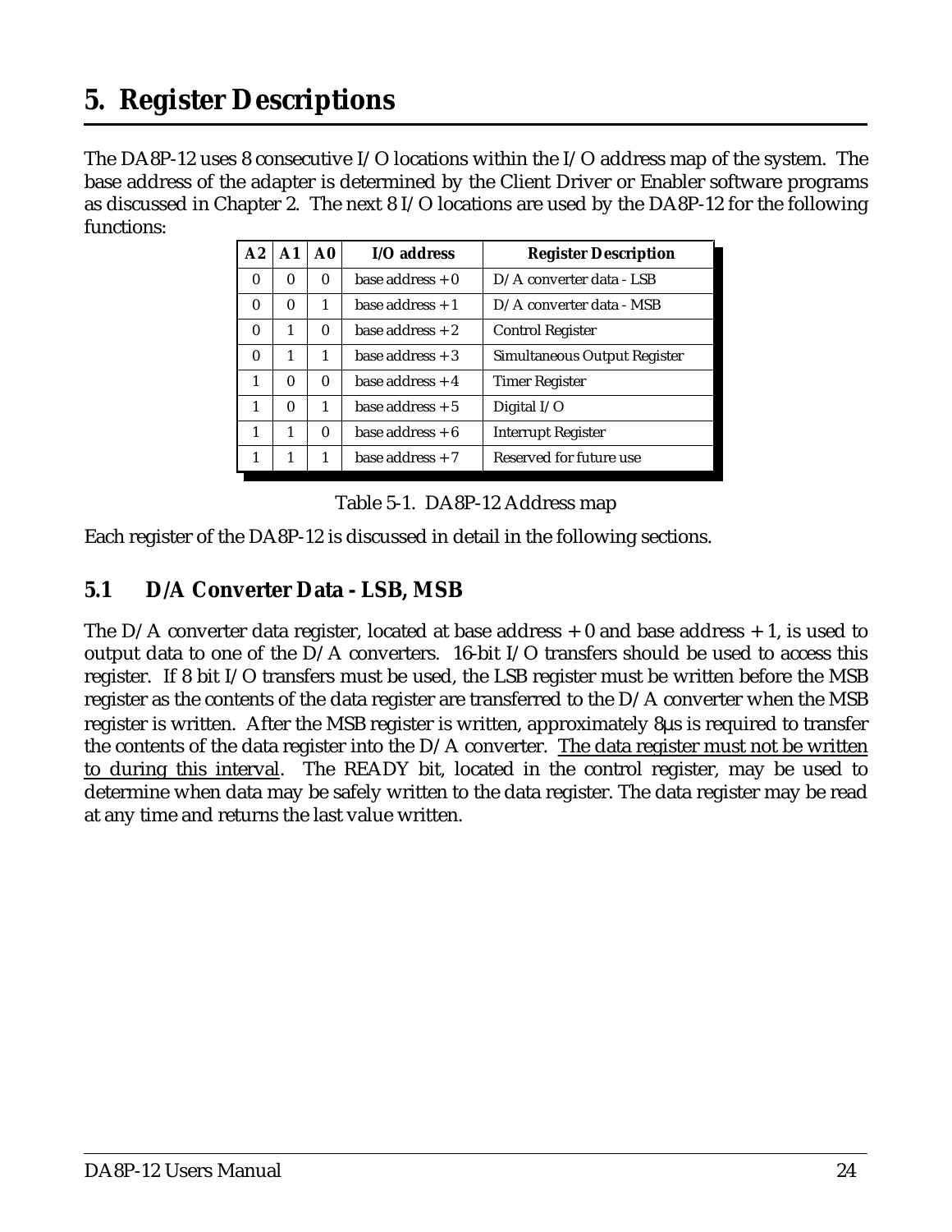# 5. Register Descriptions

The DA8P-12 uses 8 consecutive I/O locations within the I/O address map of the system. The base address of the adapter is determined by the Client Driver or Enabler software programs as discussed in Chapter 2. The next 8 I/O locations are used by the DA8P-12 for the following functions:

| A2 | A1 | A0 | I/O address | Register Description |
|---|---|---|---|---|
| 0 | 0 | 0 | base address + 0 | D/A converter data - LSB |
| 0 | 0 | 1 | base address + 1 | D/A converter data - MSB |
| 0 | 1 | 0 | base address + 2 | Control Register |
| 0 | 1 | 1 | base address + 3 | Simultaneous Output Register |
| 1 | 0 | 0 | base address + 4 | Timer Register |
| 1 | 0 | 1 | base address + 5 | Digital I/O |
| 1 | 1 | 0 | base address + 6 | Interrupt Register |
| 1 | 1 | 1 | base address + 7 | Reserved for future use |

Table 5-1. DA8P-12 Address map

Each register of the DA8P-12 is discussed in detail in the following sections.

## 5.1 D/A Converter Data - LSB, MSB

The D/A converter data register, located at base address + 0 and base address + 1, is used to output data to one of the D/A converters. 16-bit I/O transfers should be used to access this register. If 8 bit I/O transfers must be used, the LSB register must be written before the MSB register as the contents of the data register are transferred to the D/A converter when the MSB register is written. After the MSB register is written, approximately 8µs is required to transfer the contents of the data register into the D/A converter. The data register must not be written to during this interval. The READY bit, located in the control register, may be used to determine when data may be safely written to the data register. The data register may be read at any time and returns the last value written.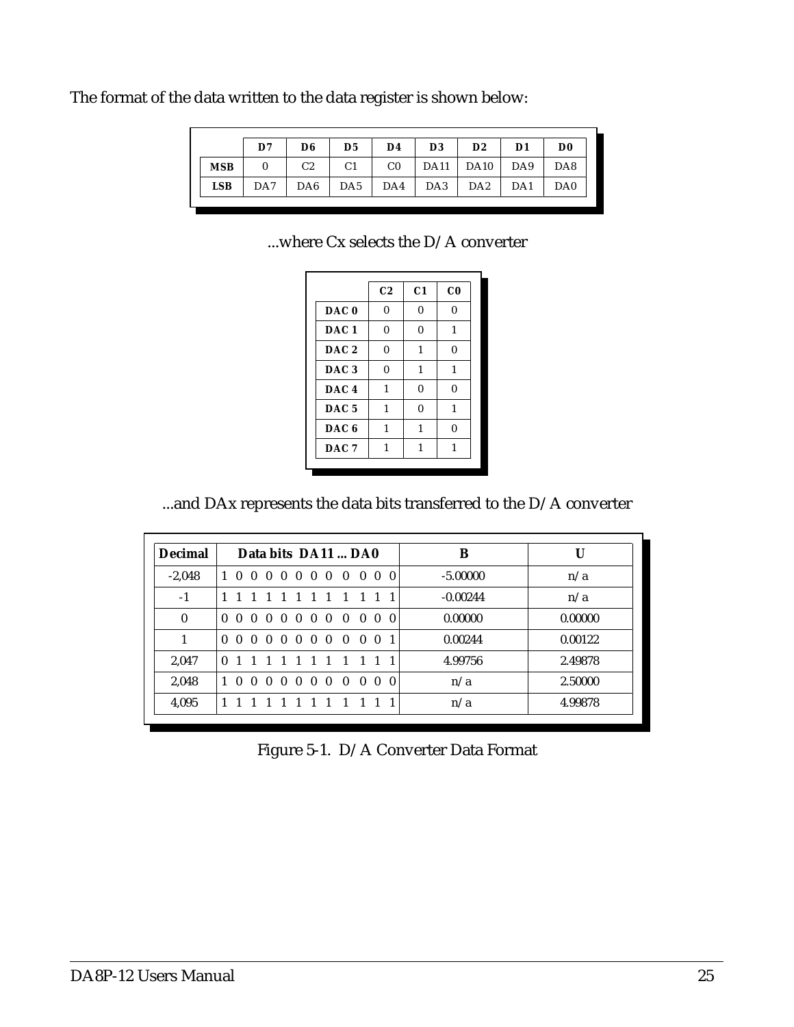The format of the data written to the data register is shown below:

| | D7 | D6 | D5 | D4 | D3 | D2 | D1 | D0 |
|---|---|---|---|---|---|---|---|---|
| **MSB** | 0 | C2 | C1 | C0 | DA11 | DA10 | DA9 | DA8 |
| **LSB** | DA7 | DA6 | DA5 | DA4 | DA3 | DA2 | DA1 | DA0 |

...where Cx selects the D/A converter

| | C2 | C1 | C0 |
|---|---|---|---|
| **DAC 0** | 0 | 0 | 0 |
| **DAC 1** | 0 | 0 | 1 |
| **DAC 2** | 0 | 1 | 0 |
| **DAC 3** | 0 | 1 | 1 |
| **DAC 4** | 1 | 0 | 0 |
| **DAC 5** | 1 | 0 | 1 |
| **DAC 6** | 1 | 1 | 0 |
| **DAC 7** | 1 | 1 | 1 |

...and DAx represents the data bits transferred to the D/A converter

| Decimal | Data bits DA11 ... DA0 | B | U |
|---|---|---|---|
| -2,048 | 1 0 0 0 0 0 0 0 0 0 0 0 | -5.00000 | n/a |
| -1 | 1 1 1 1 1 1 1 1 1 1 1 1 | -0.00244 | n/a |
| 0 | 0 0 0 0 0 0 0 0 0 0 0 0 | 0.00000 | 0.00000 |
| 1 | 0 0 0 0 0 0 0 0 0 0 0 1 | 0.00244 | 0.00122 |
| 2,047 | 0 1 1 1 1 1 1 1 1 1 1 1 | 4.99756 | 2.49878 |
| 2,048 | 1 0 0 0 0 0 0 0 0 0 0 0 | n/a | 2.50000 |
| 4,095 | 1 1 1 1 1 1 1 1 1 1 1 1 | n/a | 4.99878 |

Figure 5-1. D/A Converter Data Format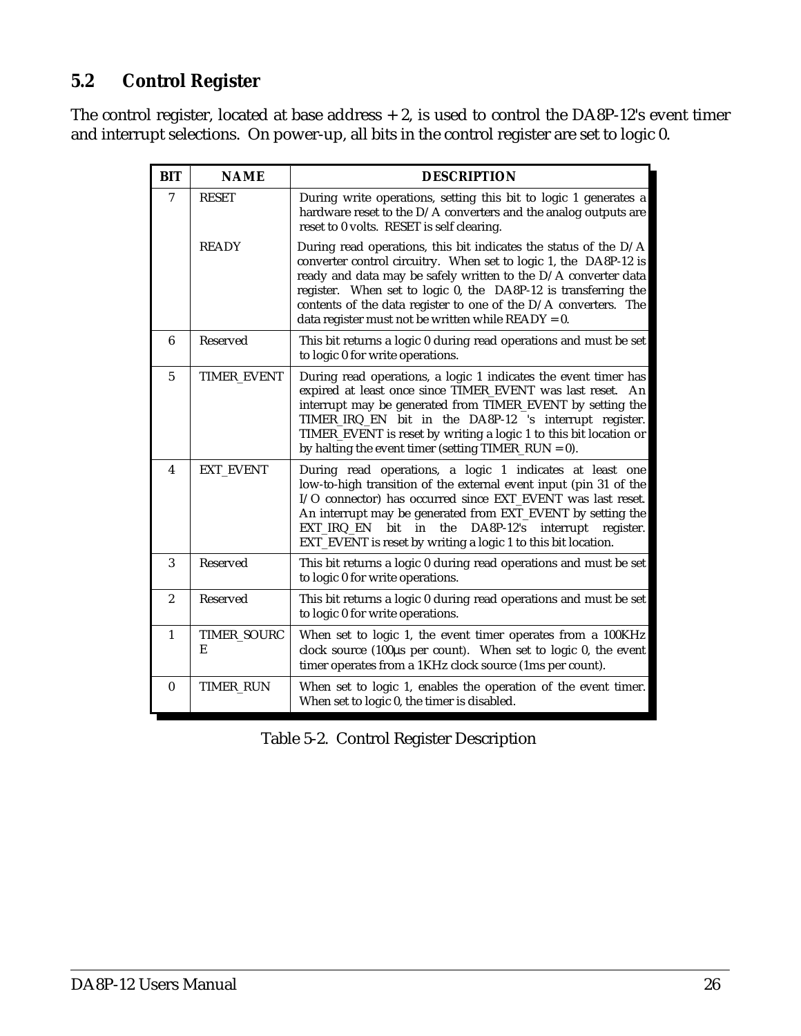## 5.2 Control Register

The control register, located at base address + 2, is used to control the DA8P-12's event timer and interrupt selections. On power-up, all bits in the control register are set to logic 0.

| BIT | NAME | DESCRIPTION |
|---|---|---|
| 7 | RESET | During write operations, setting this bit to logic 1 generates a hardware reset to the D/A converters and the analog outputs are reset to 0 volts. RESET is self clearing. |
| | READY | During read operations, this bit indicates the status of the D/A converter control circuitry. When set to logic 1, the DA8P-12 is ready and data may be safely written to the D/A converter data register. When set to logic 0, the DA8P-12 is transferring the contents of the data register to one of the D/A converters. The data register must not be written while READY = 0. |
| 6 | Reserved | This bit returns a logic 0 during read operations and must be set to logic 0 for write operations. |
| 5 | TIMER_EVENT | During read operations, a logic 1 indicates the event timer has expired at least once since TIMER_EVENT was last reset. An interrupt may be generated from TIMER_EVENT by setting the TIMER_IRQ_EN bit in the DA8P-12 's interrupt register. TIMER_EVENT is reset by writing a logic 1 to this bit location or by halting the event timer (setting TIMER_RUN = 0). |
| 4 | EXT_EVENT | During read operations, a logic 1 indicates at least one low-to-high transition of the external event input (pin 31 of the I/O connector) has occurred since EXT_EVENT was last reset. An interrupt may be generated from EXT_EVENT by setting the EXT_IRQ_EN bit in the DA8P-12's interrupt register. EXT_EVENT is reset by writing a logic 1 to this bit location. |
| 3 | Reserved | This bit returns a logic 0 during read operations and must be set to logic 0 for write operations. |
| 2 | Reserved | This bit returns a logic 0 during read operations and must be set to logic 0 for write operations. |
| 1 | TIMER_SOURCE | When set to logic 1, the event timer operates from a 100KHz clock source (100µs per count). When set to logic 0, the event timer operates from a 1KHz clock source (1ms per count). |
| 0 | TIMER_RUN | When set to logic 1, enables the operation of the event timer. When set to logic 0, the timer is disabled. |

Table 5-2. Control Register Description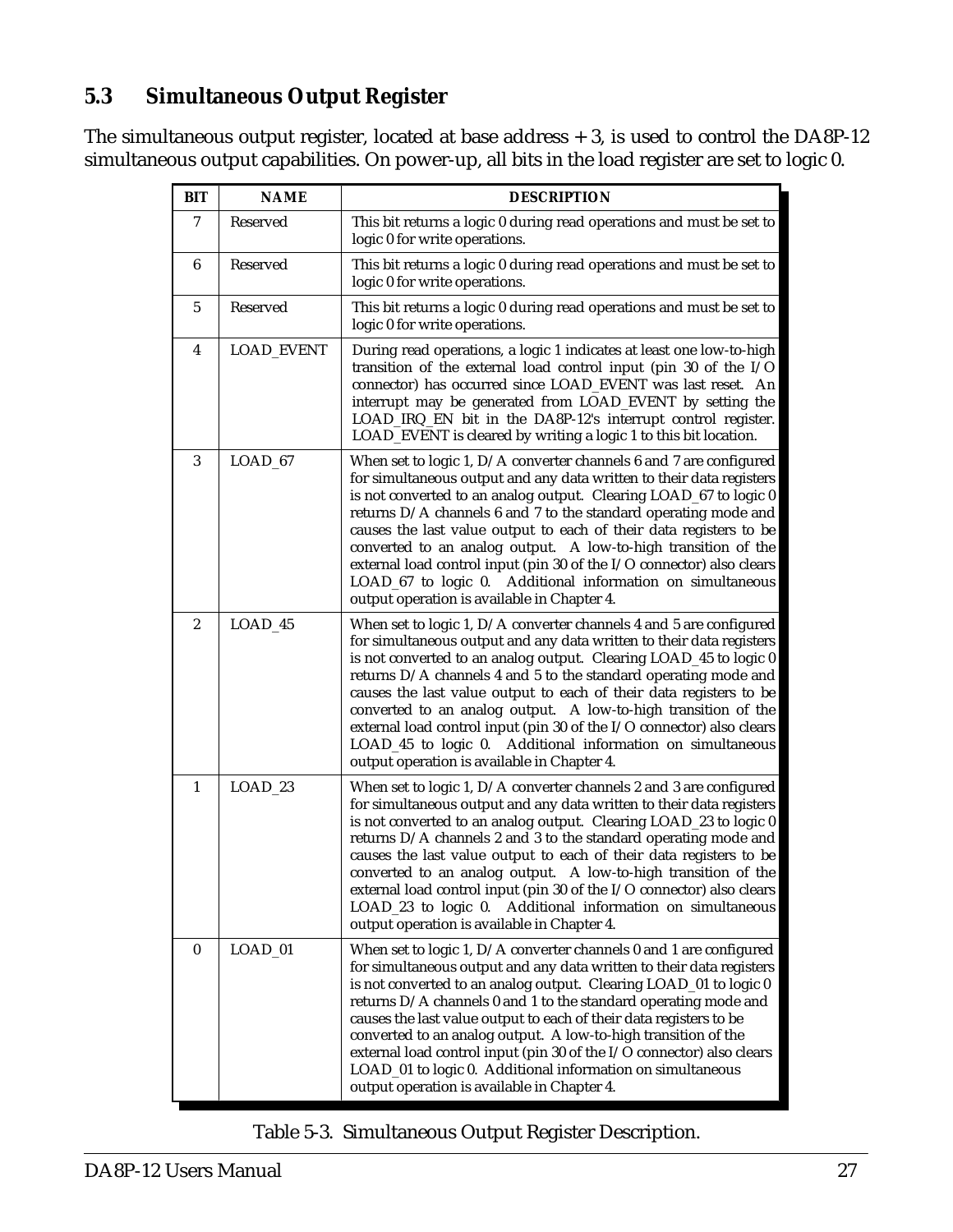## 5.3 Simultaneous Output Register

The simultaneous output register, located at base address + 3, is used to control the DA8P-12 simultaneous output capabilities. On power-up, all bits in the load register are set to logic 0.

| BIT | NAME | DESCRIPTION |
|---|---|---|
| 7 | Reserved | This bit returns a logic 0 during read operations and must be set to logic 0 for write operations. |
| 6 | Reserved | This bit returns a logic 0 during read operations and must be set to logic 0 for write operations. |
| 5 | Reserved | This bit returns a logic 0 during read operations and must be set to logic 0 for write operations. |
| 4 | LOAD_EVENT | During read operations, a logic 1 indicates at least one low-to-high transition of the external load control input (pin 30 of the I/O connector) has occurred since LOAD_EVENT was last reset. An interrupt may be generated from LOAD_EVENT by setting the LOAD_IRQ_EN bit in the DA8P-12's interrupt control register. LOAD_EVENT is cleared by writing a logic 1 to this bit location. |
| 3 | LOAD_67 | When set to logic 1, D/A converter channels 6 and 7 are configured for simultaneous output and any data written to their data registers is not converted to an analog output. Clearing LOAD_67 to logic 0 returns D/A channels 6 and 7 to the standard operating mode and causes the last value output to each of their data registers to be converted to an analog output. A low-to-high transition of the external load control input (pin 30 of the I/O connector) also clears LOAD_67 to logic 0. Additional information on simultaneous output operation is available in Chapter 4. |
| 2 | LOAD_45 | When set to logic 1, D/A converter channels 4 and 5 are configured for simultaneous output and any data written to their data registers is not converted to an analog output. Clearing LOAD_45 to logic 0 returns D/A channels 4 and 5 to the standard operating mode and causes the last value output to each of their data registers to be converted to an analog output. A low-to-high transition of the external load control input (pin 30 of the I/O connector) also clears LOAD_45 to logic 0. Additional information on simultaneous output operation is available in Chapter 4. |
| 1 | LOAD_23 | When set to logic 1, D/A converter channels 2 and 3 are configured for simultaneous output and any data written to their data registers is not converted to an analog output. Clearing LOAD_23 to logic 0 returns D/A channels 2 and 3 to the standard operating mode and causes the last value output to each of their data registers to be converted to an analog output. A low-to-high transition of the external load control input (pin 30 of the I/O connector) also clears LOAD_23 to logic 0. Additional information on simultaneous output operation is available in Chapter 4. |
| 0 | LOAD_01 | When set to logic 1, D/A converter channels 0 and 1 are configured for simultaneous output and any data written to their data registers is not converted to an analog output. Clearing LOAD_01 to logic 0 returns D/A channels 0 and 1 to the standard operating mode and causes the last value output to each of their data registers to be converted to an analog output. A low-to-high transition of the external load control input (pin 30 of the I/O connector) also clears LOAD_01 to logic 0. Additional information on simultaneous output operation is available in Chapter 4. |

Table 5-3. Simultaneous Output Register Description.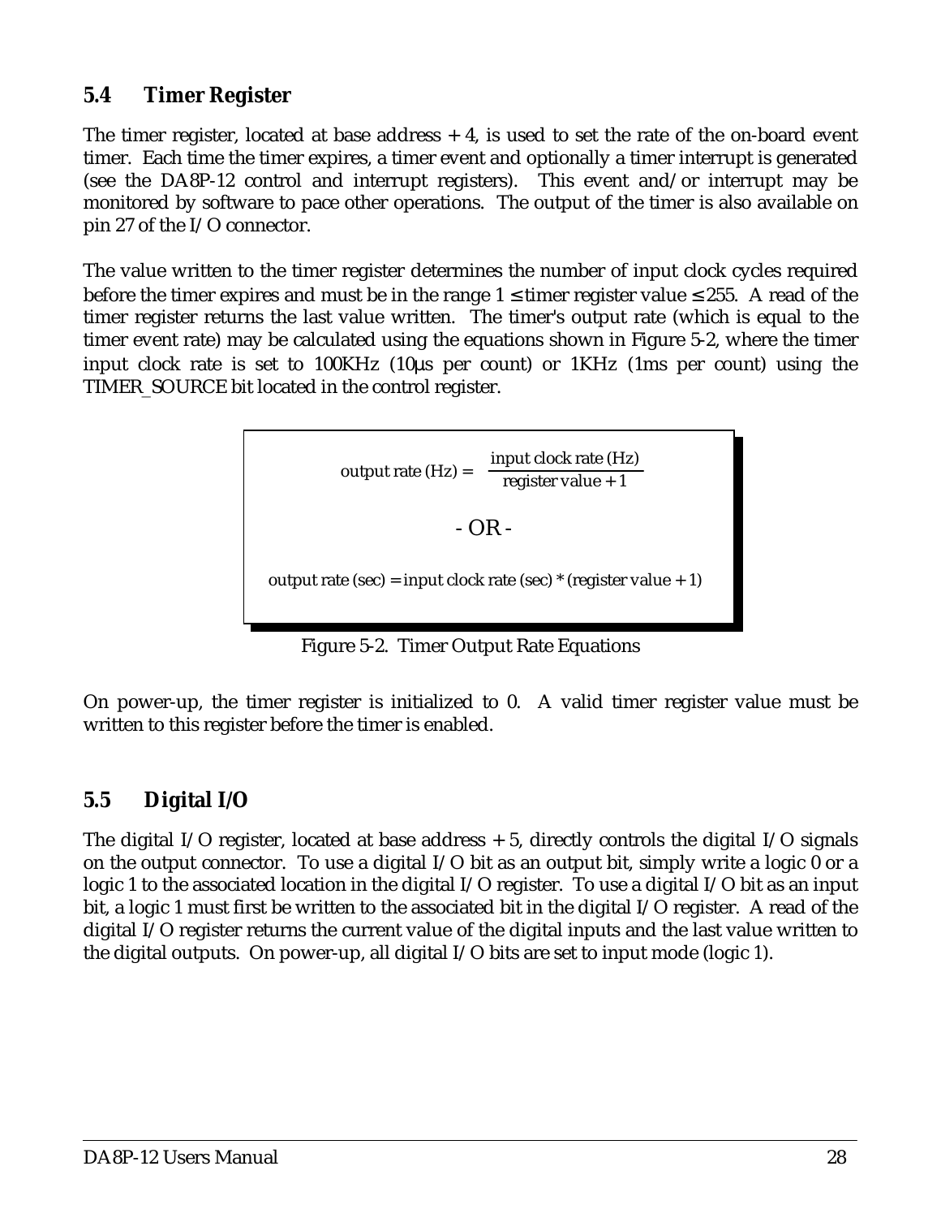## 5.4 Timer Register

The timer register, located at base address + 4, is used to set the rate of the on-board event timer. Each time the timer expires, a timer event and optionally a timer interrupt is generated (see the DA8P-12 control and interrupt registers). This event and/or interrupt may be monitored by software to pace other operations. The output of the timer is also available on pin 27 of the I/O connector.

The value written to the timer register determines the number of input clock cycles required before the timer expires and must be in the range 1 ≤ timer register value ≤ 255. A read of the timer register returns the last value written. The timer's output rate (which is equal to the timer event rate) may be calculated using the equations shown in Figure 5-2, where the timer input clock rate is set to 100KHz (10µs per count) or 1KHz (1ms per count) using the TIMER_SOURCE bit located in the control register.

$$\text{output rate (Hz)} = \frac{\text{input clock rate (Hz)}}{\text{register value} + 1}$$

- OR -

$$\text{output rate (sec)} = \text{input clock rate (sec)} * (\text{register value} + 1)$$

Figure 5-2. Timer Output Rate Equations

On power-up, the timer register is initialized to 0. A valid timer register value must be written to this register before the timer is enabled.

## 5.5 Digital I/O

The digital I/O register, located at base address + 5, directly controls the digital I/O signals on the output connector. To use a digital I/O bit as an output bit, simply write a logic 0 or a logic 1 to the associated location in the digital I/O register. To use a digital I/O bit as an input bit, a logic 1 must first be written to the associated bit in the digital I/O register. A read of the digital I/O register returns the current value of the digital inputs and the last value written to the digital outputs. On power-up, all digital I/O bits are set to input mode (logic 1).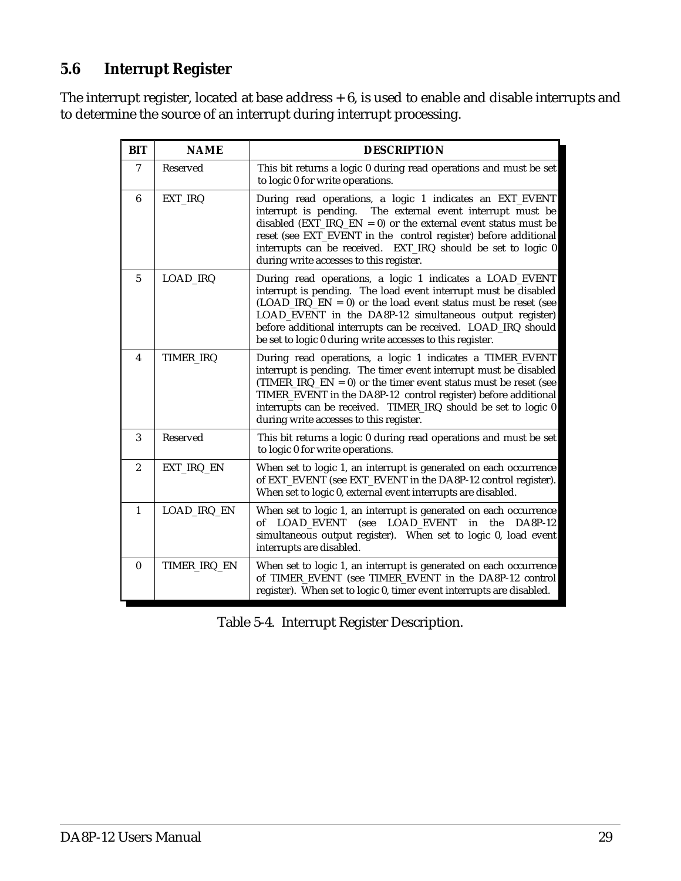## 5.6 Interrupt Register

The interrupt register, located at base address + 6, is used to enable and disable interrupts and to determine the source of an interrupt during interrupt processing.

| BIT | NAME | DESCRIPTION |
|---|---|---|
| 7 | Reserved | This bit returns a logic 0 during read operations and must be set to logic 0 for write operations. |
| 6 | EXT_IRQ | During read operations, a logic 1 indicates an EXT_EVENT interrupt is pending. The external event interrupt must be disabled (EXT_IRQ_EN = 0) or the external event status must be reset (see EXT_EVENT in the control register) before additional interrupts can be received. EXT_IRQ should be set to logic 0 during write accesses to this register. |
| 5 | LOAD_IRQ | During read operations, a logic 1 indicates a LOAD_EVENT interrupt is pending. The load event interrupt must be disabled (LOAD_IRQ_EN = 0) or the load event status must be reset (see LOAD_EVENT in the DA8P-12 simultaneous output register) before additional interrupts can be received. LOAD_IRQ should be set to logic 0 during write accesses to this register. |
| 4 | TIMER_IRQ | During read operations, a logic 1 indicates a TIMER_EVENT interrupt is pending. The timer event interrupt must be disabled (TIMER_IRQ_EN = 0) or the timer event status must be reset (see TIMER_EVENT in the DA8P-12 control register) before additional interrupts can be received. TIMER_IRQ should be set to logic 0 during write accesses to this register. |
| 3 | Reserved | This bit returns a logic 0 during read operations and must be set to logic 0 for write operations. |
| 2 | EXT_IRQ_EN | When set to logic 1, an interrupt is generated on each occurrence of EXT_EVENT (see EXT_EVENT in the DA8P-12 control register). When set to logic 0, external event interrupts are disabled. |
| 1 | LOAD_IRQ_EN | When set to logic 1, an interrupt is generated on each occurrence of LOAD_EVENT (see LOAD_EVENT in the DA8P-12 simultaneous output register). When set to logic 0, load event interrupts are disabled. |
| 0 | TIMER_IRQ_EN | When set to logic 1, an interrupt is generated on each occurrence of TIMER_EVENT (see TIMER_EVENT in the DA8P-12 control register). When set to logic 0, timer event interrupts are disabled. |

Table 5-4. Interrupt Register Description.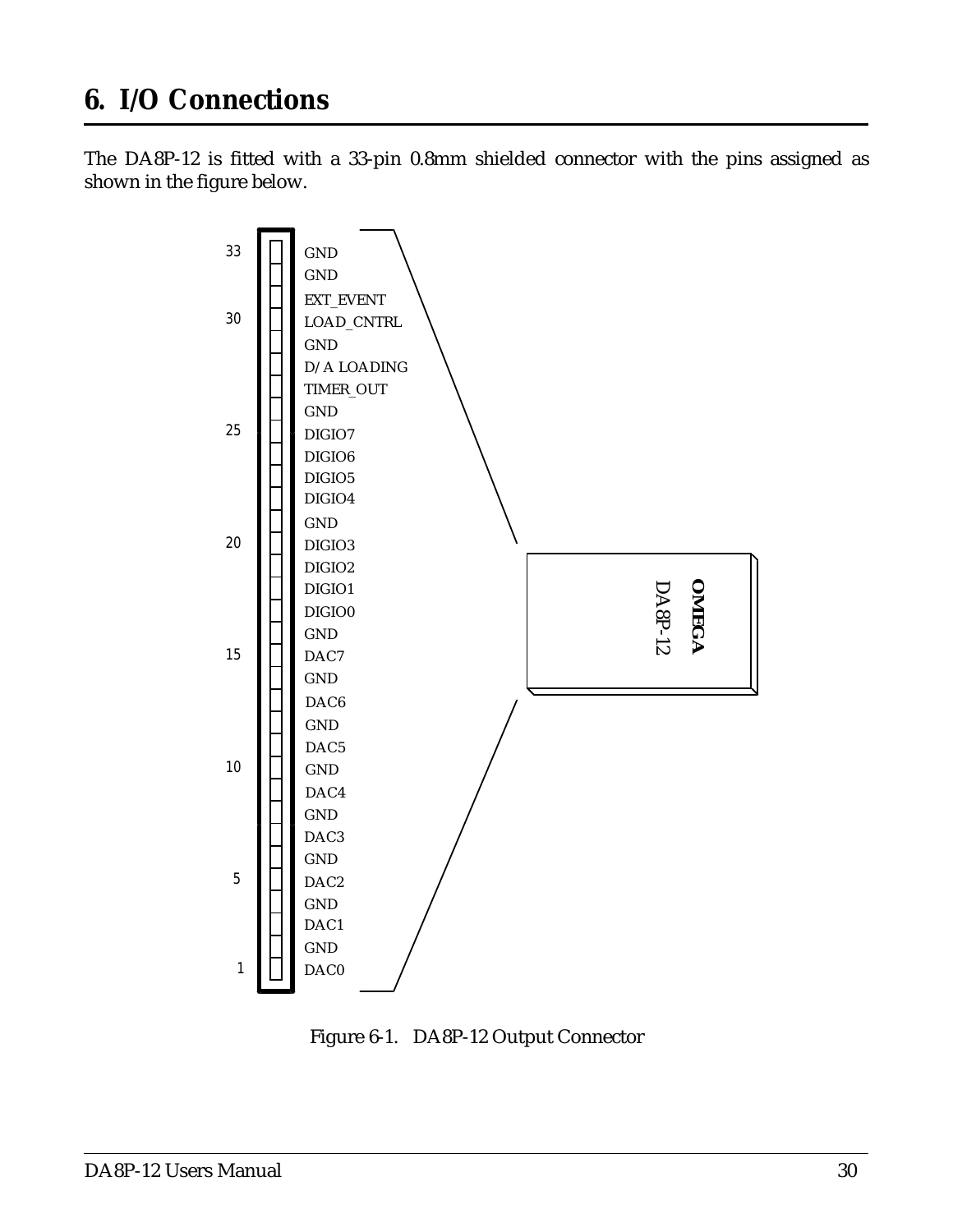# 6. I/O Connections

The DA8P-12 is fitted with a 33-pin 0.8mm shielded connector with the pins assigned as shown in the figure below.

| Pin | Signal |
|---|---|
| 33 | GND |
| 32 | GND |
| 31 | EXT_EVENT |
| 30 | LOAD_CNTRL |
| 29 | GND |
| 28 | D/A LOADING |
| 27 | TIMER_OUT |
| 26 | GND |
| 25 | DIGIO7 |
| 24 | DIGIO6 |
| 23 | DIGIO5 |
| 22 | DIGIO4 |
| 21 | GND |
| 20 | DIGIO3 |
| 19 | DIGIO2 |
| 18 | DIGIO1 |
| 17 | DIGIO0 |
| 16 | GND |
| 15 | DAC7 |
| 14 | GND |
| 13 | DAC6 |
| 12 | GND |
| 11 | DAC5 |
| 10 | GND |
| 9 | DAC4 |
| 8 | GND |
| 7 | DAC3 |
| 6 | GND |
| 5 | DAC2 |
| 4 | GND |
| 3 | DAC1 |
| 2 | GND |
| 1 | DAC0 |

**OMEGA**
DA8P-12

Figure 6-1. DA8P-12 Output Connector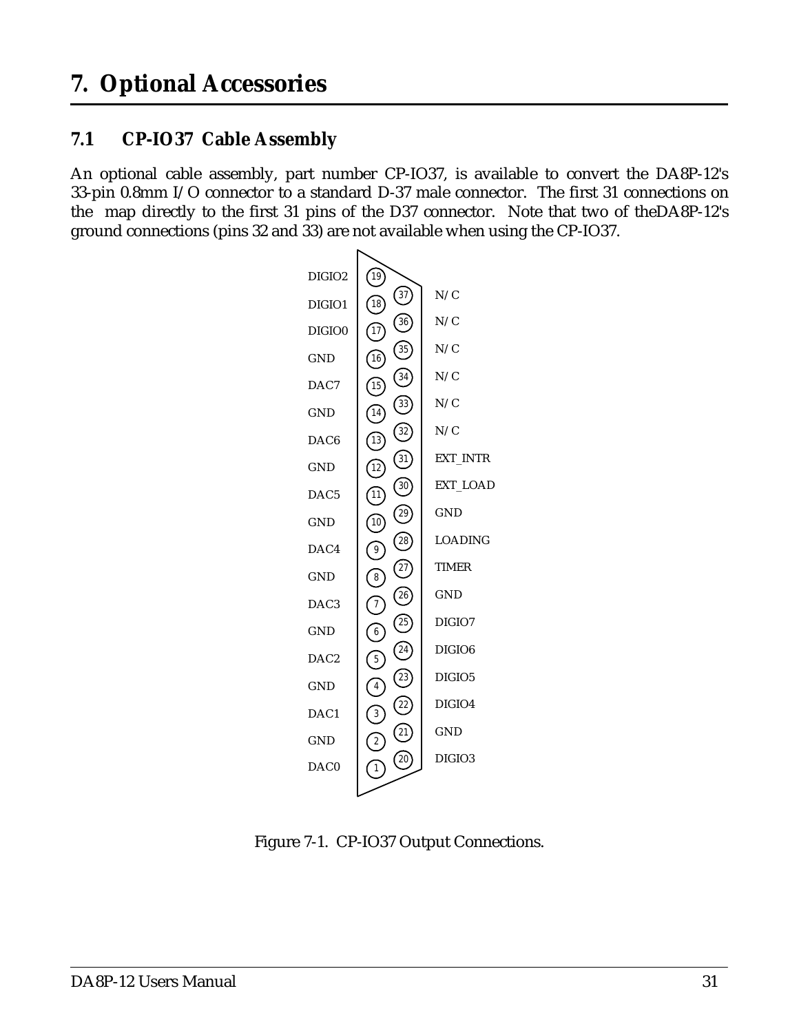# 7. Optional Accessories

## 7.1 CP-IO37 Cable Assembly

An optional cable assembly, part number CP-IO37, is available to convert the DA8P-12's 33-pin 0.8mm I/O connector to a standard D-37 male connector. The first 31 connections on the map directly to the first 31 pins of the D37 connector. Note that two of theDA8P-12's ground connections (pins 32 and 33) are not available when using the CP-IO37.

| Signal | Pin | Pin | Signal |
|---|---|---|---|
| DIGIO2 | 19 | | |
| DIGIO1 | 18 | 37 | N/C |
| DIGIO0 | 17 | 36 | N/C |
| GND | 16 | 35 | N/C |
| DAC7 | 15 | 34 | N/C |
| GND | 14 | 33 | N/C |
| DAC6 | 13 | 32 | N/C |
| GND | 12 | 31 | EXT_INTR |
| DAC5 | 11 | 30 | EXT_LOAD |
| GND | 10 | 29 | GND |
| DAC4 | 9 | 28 | LOADING |
| GND | 8 | 27 | TIMER |
| DAC3 | 7 | 26 | GND |
| GND | 6 | 25 | DIGIO7 |
| DAC2 | 5 | 24 | DIGIO6 |
| GND | 4 | 23 | DIGIO5 |
| DAC1 | 3 | 22 | DIGIO4 |
| GND | 2 | 21 | GND |
| DAC0 | 1 | 20 | DIGIO3 |

Figure 7-1. CP-IO37 Output Connections.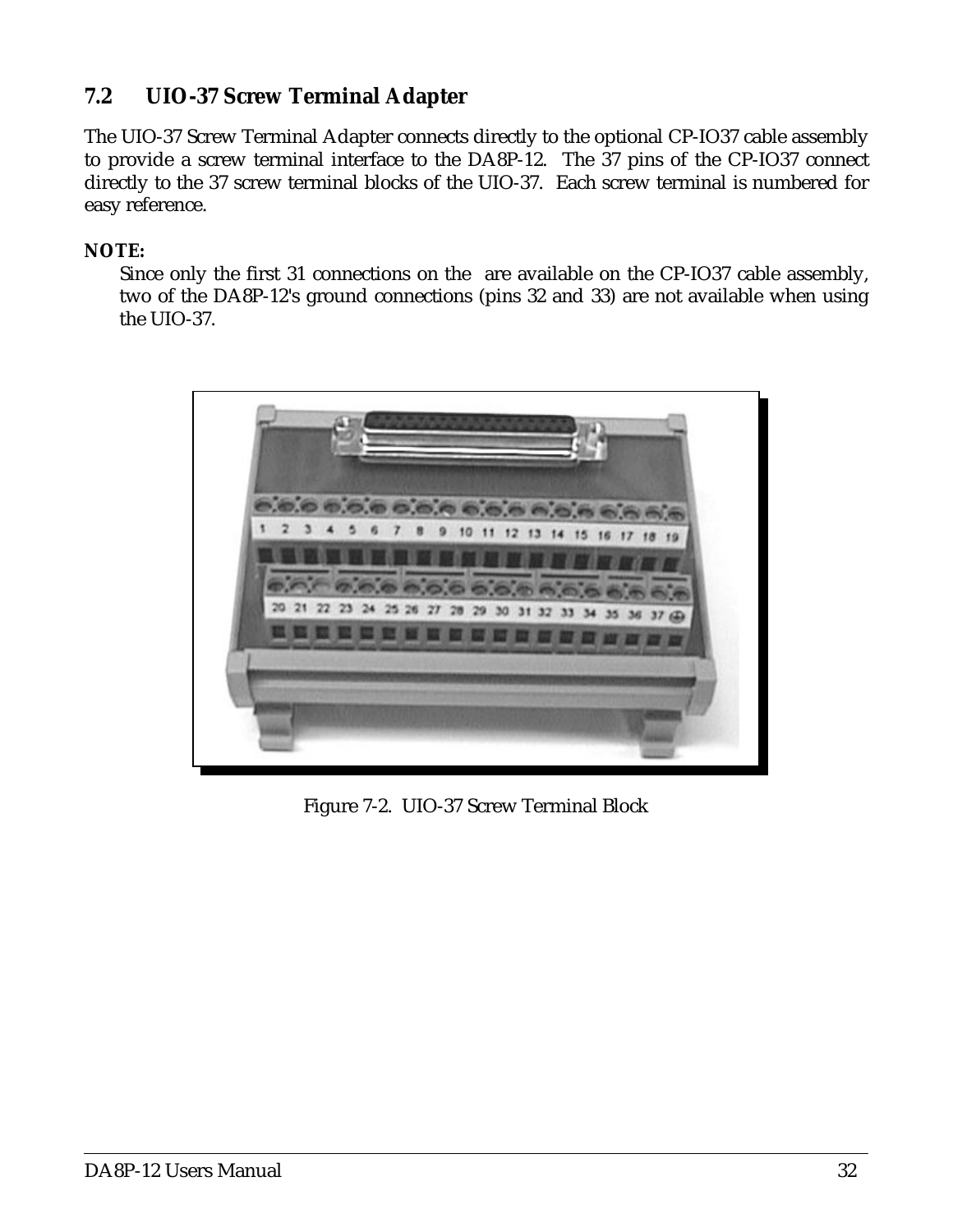## 7.2 UIO-37 Screw Terminal Adapter

The UIO-37 Screw Terminal Adapter connects directly to the optional CP-IO37 cable assembly to provide a screw terminal interface to the DA8P-12. The 37 pins of the CP-IO37 connect directly to the 37 screw terminal blocks of the UIO-37. Each screw terminal is numbered for easy reference.

**NOTE:**

Since only the first 31 connections on the  are available on the CP-IO37 cable assembly, two of the DA8P-12's ground connections (pins 32 and 33) are not available when using the UIO-37.

Figure 7-2. UIO-37 Screw Terminal Block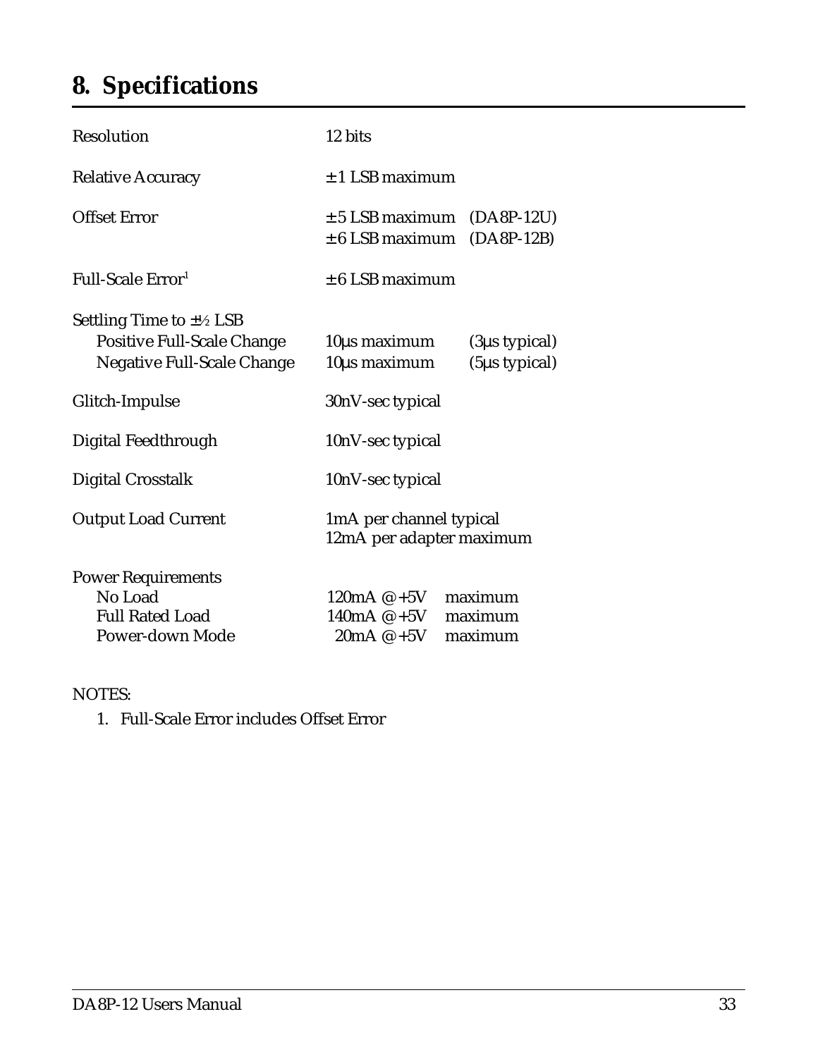# 8. Specifications

| | | |
|---|---|---|
| Resolution | 12 bits | |
| Relative Accuracy | ± 1 LSB maximum | |
| Offset Error | ± 5 LSB maximum | (DA8P-12U) |
| | ± 6 LSB maximum | (DA8P-12B) |
| Full-Scale Error[1] | ± 6 LSB maximum | |
| Settling Time to ±½ LSB | | |
| Positive Full-Scale Change | 10µs maximum | (3µs typical) |
| Negative Full-Scale Change | 10µs maximum | (5µs typical) |
| Glitch-Impulse | 30nV-sec typical | |
| Digital Feedthrough | 10nV-sec typical | |
| Digital Crosstalk | 10nV-sec typical | |
| Output Load Current | 1mA per channel typical | |
| | 12mA per adapter maximum | |
| Power Requirements | | |
| No Load | 120mA @ +5V | maximum |
| Full Rated Load | 140mA @ +5V | maximum |
| Power-down Mode | 20mA @ +5V | maximum |

NOTES:

1. Full-Scale Error includes Offset Error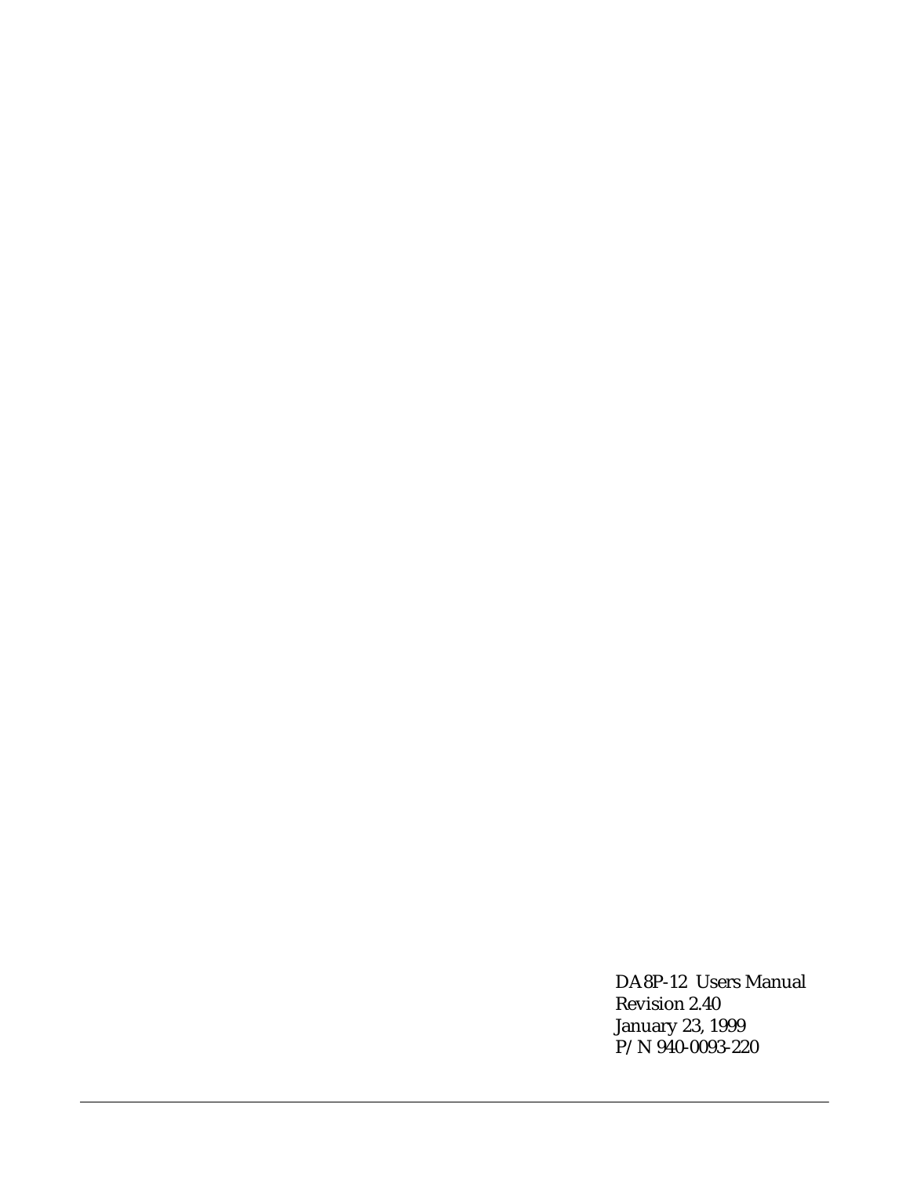DA8P-12 Users Manual
Revision 2.40
January 23, 1999
P/N 940-0093-220